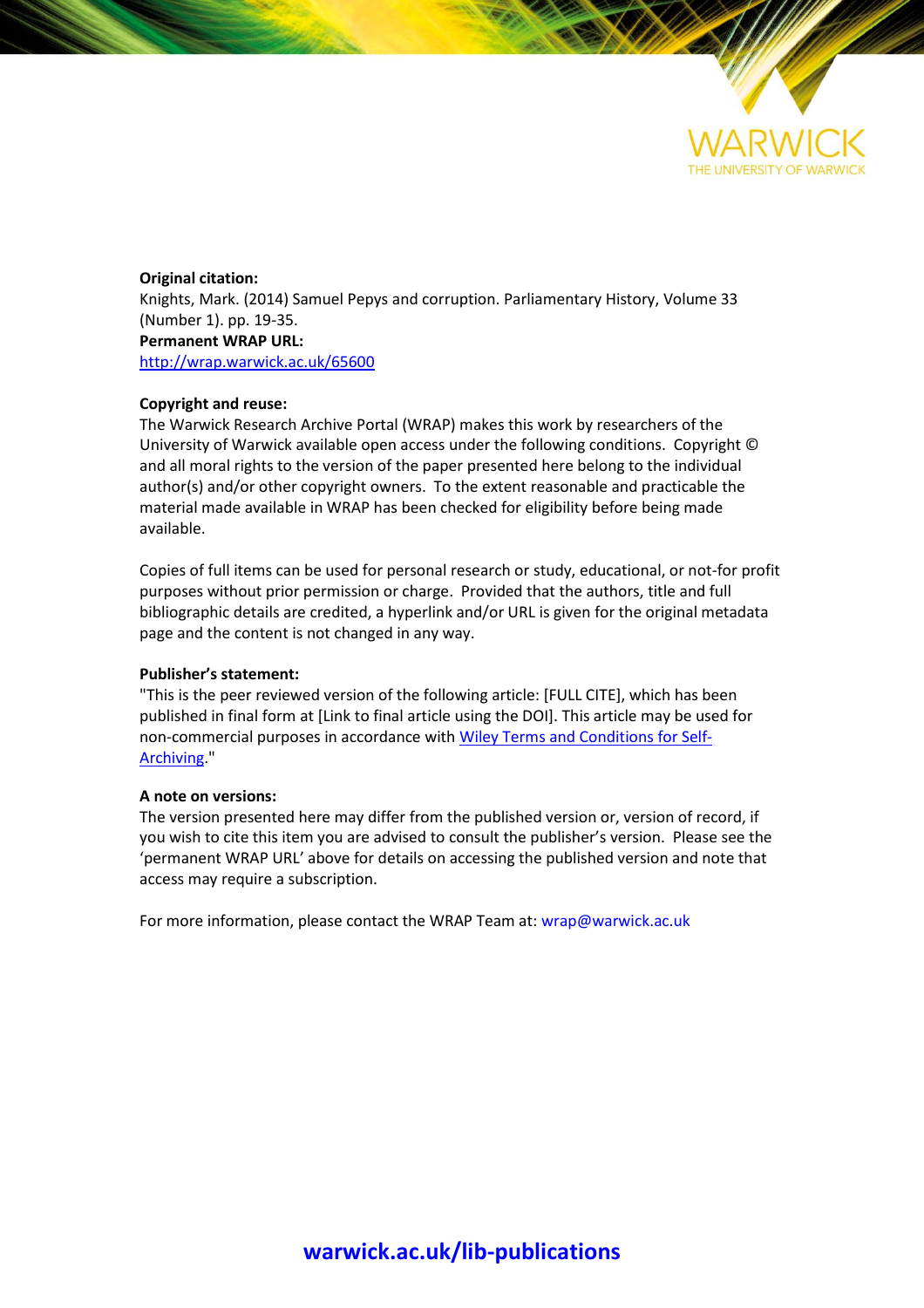**Original citation:**
Knights, Mark. (2014) Samuel Pepys and corruption. Parliamentary History, Volume 33 (Number 1). pp. 19-35.

**Permanent WRAP URL:**
http://wrap.warwick.ac.uk/65600

**Copyright and reuse:**
The Warwick Research Archive Portal (WRAP) makes this work by researchers of the University of Warwick available open access under the following conditions. Copyright © and all moral rights to the version of the paper presented here belong to the individual author(s) and/or other copyright owners. To the extent reasonable and practicable the material made available in WRAP has been checked for eligibility before being made available.

Copies of full items can be used for personal research or study, educational, or not-for profit purposes without prior permission or charge. Provided that the authors, title and full bibliographic details are credited, a hyperlink and/or URL is given for the original metadata page and the content is not changed in any way.

**Publisher's statement:**
"This is the peer reviewed version of the following article: [FULL CITE], which has been published in final form at [Link to final article using the DOI]. This article may be used for non-commercial purposes in accordance with Wiley Terms and Conditions for Self-Archiving."

**A note on versions:**
The version presented here may differ from the published version or, version of record, if you wish to cite this item you are advised to consult the publisher's version. Please see the 'permanent WRAP URL' above for details on accessing the published version and note that access may require a subscription.

For more information, please contact the WRAP Team at: wrap@warwick.ac.uk

**warwick.ac.uk/lib-publications**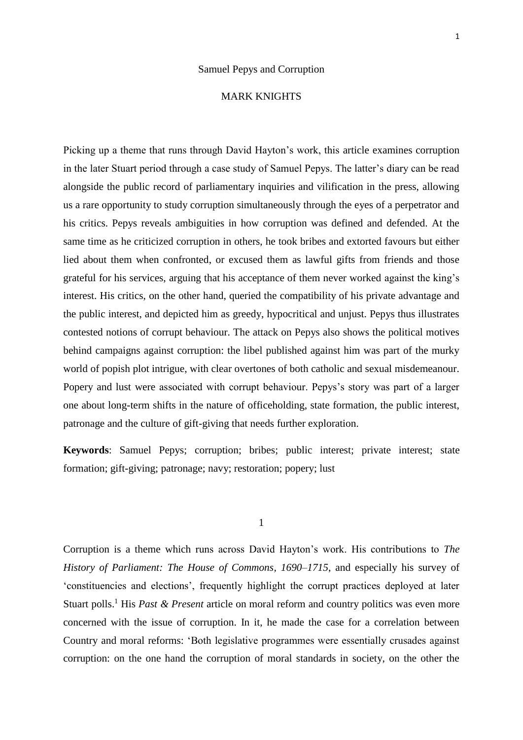# Samuel Pepys and Corruption

MARK KNIGHTS

Picking up a theme that runs through David Hayton's work, this article examines corruption in the later Stuart period through a case study of Samuel Pepys. The latter's diary can be read alongside the public record of parliamentary inquiries and vilification in the press, allowing us a rare opportunity to study corruption simultaneously through the eyes of a perpetrator and his critics. Pepys reveals ambiguities in how corruption was defined and defended. At the same time as he criticized corruption in others, he took bribes and extorted favours but either lied about them when confronted, or excused them as lawful gifts from friends and those grateful for his services, arguing that his acceptance of them never worked against the king's interest. His critics, on the other hand, queried the compatibility of his private advantage and the public interest, and depicted him as greedy, hypocritical and unjust. Pepys thus illustrates contested notions of corrupt behaviour. The attack on Pepys also shows the political motives behind campaigns against corruption: the libel published against him was part of the murky world of popish plot intrigue, with clear overtones of both catholic and sexual misdemeanour. Popery and lust were associated with corrupt behaviour. Pepys's story was part of a larger one about long-term shifts in the nature of officeholding, state formation, the public interest, patronage and the culture of gift-giving that needs further exploration.

**Keywords**: Samuel Pepys; corruption; bribes; public interest; private interest; state formation; gift-giving; patronage; navy; restoration; popery; lust

## 1

Corruption is a theme which runs across David Hayton's work. His contributions to *The History of Parliament: The House of Commons, 1690–1715*, and especially his survey of 'constituencies and elections', frequently highlight the corrupt practices deployed at later Stuart polls.[1] His *Past & Present* article on moral reform and country politics was even more concerned with the issue of corruption. In it, he made the case for a correlation between Country and moral reforms: 'Both legislative programmes were essentially crusades against corruption: on the one hand the corruption of moral standards in society, on the other the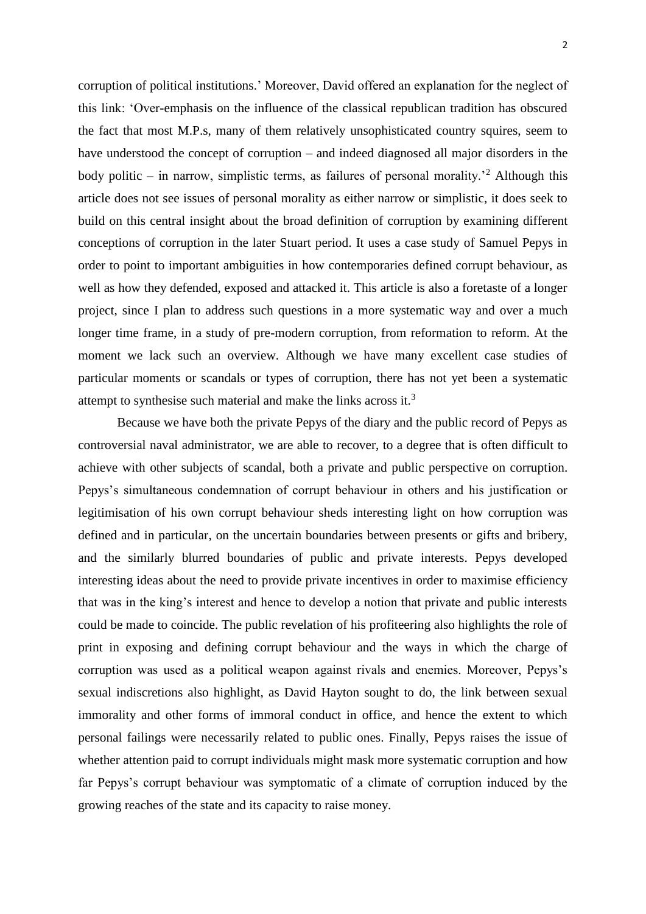corruption of political institutions.' Moreover, David offered an explanation for the neglect of this link: 'Over-emphasis on the influence of the classical republican tradition has obscured the fact that most M.P.s, many of them relatively unsophisticated country squires, seem to have understood the concept of corruption – and indeed diagnosed all major disorders in the body politic – in narrow, simplistic terms, as failures of personal morality.'[2] Although this article does not see issues of personal morality as either narrow or simplistic, it does seek to build on this central insight about the broad definition of corruption by examining different conceptions of corruption in the later Stuart period. It uses a case study of Samuel Pepys in order to point to important ambiguities in how contemporaries defined corrupt behaviour, as well as how they defended, exposed and attacked it. This article is also a foretaste of a longer project, since I plan to address such questions in a more systematic way and over a much longer time frame, in a study of pre-modern corruption, from reformation to reform. At the moment we lack such an overview. Although we have many excellent case studies of particular moments or scandals or types of corruption, there has not yet been a systematic attempt to synthesise such material and make the links across it.[3]

Because we have both the private Pepys of the diary and the public record of Pepys as controversial naval administrator, we are able to recover, to a degree that is often difficult to achieve with other subjects of scandal, both a private and public perspective on corruption. Pepys's simultaneous condemnation of corrupt behaviour in others and his justification or legitimisation of his own corrupt behaviour sheds interesting light on how corruption was defined and in particular, on the uncertain boundaries between presents or gifts and bribery, and the similarly blurred boundaries of public and private interests. Pepys developed interesting ideas about the need to provide private incentives in order to maximise efficiency that was in the king's interest and hence to develop a notion that private and public interests could be made to coincide. The public revelation of his profiteering also highlights the role of print in exposing and defining corrupt behaviour and the ways in which the charge of corruption was used as a political weapon against rivals and enemies. Moreover, Pepys's sexual indiscretions also highlight, as David Hayton sought to do, the link between sexual immorality and other forms of immoral conduct in office, and hence the extent to which personal failings were necessarily related to public ones. Finally, Pepys raises the issue of whether attention paid to corrupt individuals might mask more systematic corruption and how far Pepys's corrupt behaviour was symptomatic of a climate of corruption induced by the growing reaches of the state and its capacity to raise money.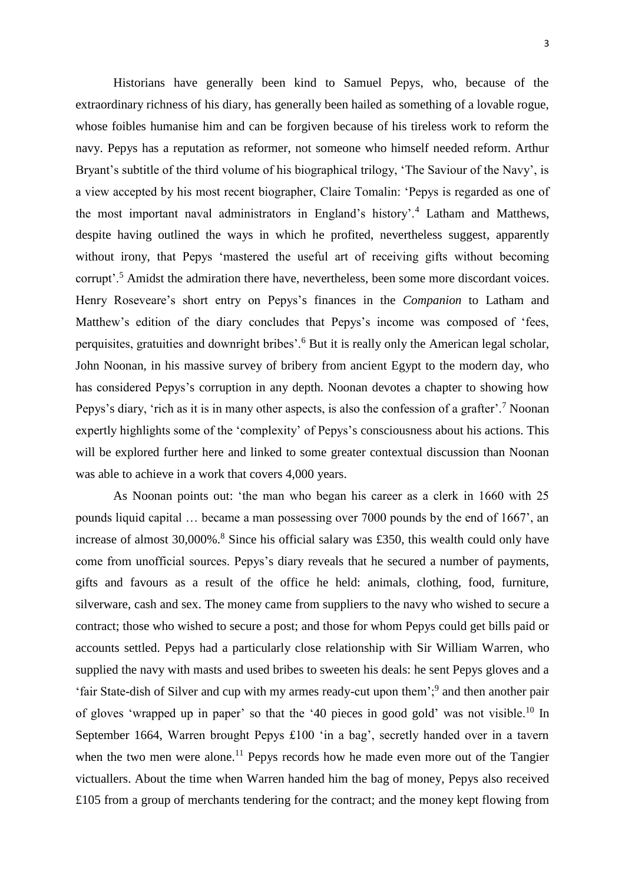Historians have generally been kind to Samuel Pepys, who, because of the extraordinary richness of his diary, has generally been hailed as something of a lovable rogue, whose foibles humanise him and can be forgiven because of his tireless work to reform the navy. Pepys has a reputation as reformer, not someone who himself needed reform. Arthur Bryant's subtitle of the third volume of his biographical trilogy, 'The Saviour of the Navy', is a view accepted by his most recent biographer, Claire Tomalin: 'Pepys is regarded as one of the most important naval administrators in England's history'.[4] Latham and Matthews, despite having outlined the ways in which he profited, nevertheless suggest, apparently without irony, that Pepys 'mastered the useful art of receiving gifts without becoming corrupt'.[5] Amidst the admiration there have, nevertheless, been some more discordant voices. Henry Roseveare's short entry on Pepys's finances in the *Companion* to Latham and Matthew's edition of the diary concludes that Pepys's income was composed of 'fees, perquisites, gratuities and downright bribes'.[6] But it is really only the American legal scholar, John Noonan, in his massive survey of bribery from ancient Egypt to the modern day, who has considered Pepys's corruption in any depth. Noonan devotes a chapter to showing how Pepys's diary, 'rich as it is in many other aspects, is also the confession of a grafter'.[7] Noonan expertly highlights some of the 'complexity' of Pepys's consciousness about his actions. This will be explored further here and linked to some greater contextual discussion than Noonan was able to achieve in a work that covers 4,000 years.

As Noonan points out: 'the man who began his career as a clerk in 1660 with 25 pounds liquid capital … became a man possessing over 7000 pounds by the end of 1667', an increase of almost 30,000%.[8] Since his official salary was £350, this wealth could only have come from unofficial sources. Pepys's diary reveals that he secured a number of payments, gifts and favours as a result of the office he held: animals, clothing, food, furniture, silverware, cash and sex. The money came from suppliers to the navy who wished to secure a contract; those who wished to secure a post; and those for whom Pepys could get bills paid or accounts settled. Pepys had a particularly close relationship with Sir William Warren, who supplied the navy with masts and used bribes to sweeten his deals: he sent Pepys gloves and a 'fair State-dish of Silver and cup with my armes ready-cut upon them';[9] and then another pair of gloves 'wrapped up in paper' so that the '40 pieces in good gold' was not visible.[10] In September 1664, Warren brought Pepys £100 'in a bag', secretly handed over in a tavern when the two men were alone.[11] Pepys records how he made even more out of the Tangier victuallers. About the time when Warren handed him the bag of money, Pepys also received £105 from a group of merchants tendering for the contract; and the money kept flowing from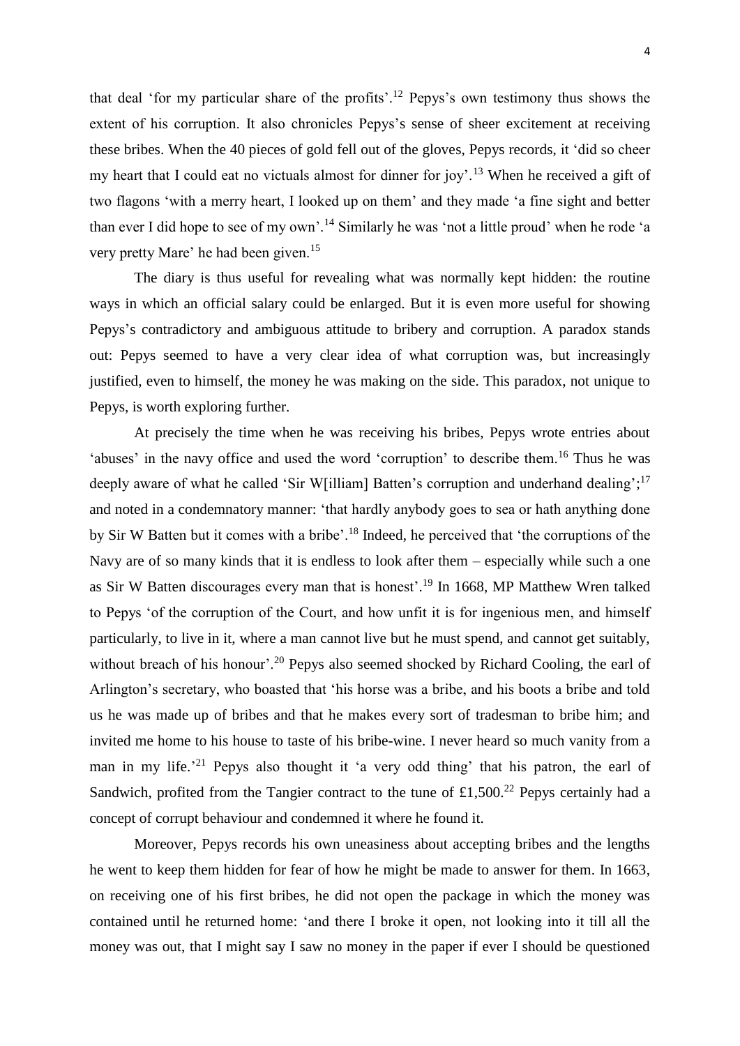that deal 'for my particular share of the profits'.[12] Pepys's own testimony thus shows the extent of his corruption. It also chronicles Pepys's sense of sheer excitement at receiving these bribes. When the 40 pieces of gold fell out of the gloves, Pepys records, it 'did so cheer my heart that I could eat no victuals almost for dinner for joy'.[13] When he received a gift of two flagons 'with a merry heart, I looked up on them' and they made 'a fine sight and better than ever I did hope to see of my own'.[14] Similarly he was 'not a little proud' when he rode 'a very pretty Mare' he had been given.[15]

The diary is thus useful for revealing what was normally kept hidden: the routine ways in which an official salary could be enlarged. But it is even more useful for showing Pepys's contradictory and ambiguous attitude to bribery and corruption. A paradox stands out: Pepys seemed to have a very clear idea of what corruption was, but increasingly justified, even to himself, the money he was making on the side. This paradox, not unique to Pepys, is worth exploring further.

At precisely the time when he was receiving his bribes, Pepys wrote entries about 'abuses' in the navy office and used the word 'corruption' to describe them.[16] Thus he was deeply aware of what he called 'Sir W[illiam] Batten's corruption and underhand dealing';[17] and noted in a condemnatory manner: 'that hardly anybody goes to sea or hath anything done by Sir W Batten but it comes with a bribe'.[18] Indeed, he perceived that 'the corruptions of the Navy are of so many kinds that it is endless to look after them – especially while such a one as Sir W Batten discourages every man that is honest'.[19] In 1668, MP Matthew Wren talked to Pepys 'of the corruption of the Court, and how unfit it is for ingenious men, and himself particularly, to live in it, where a man cannot live but he must spend, and cannot get suitably, without breach of his honour'.[20] Pepys also seemed shocked by Richard Cooling, the earl of Arlington's secretary, who boasted that 'his horse was a bribe, and his boots a bribe and told us he was made up of bribes and that he makes every sort of tradesman to bribe him; and invited me home to his house to taste of his bribe-wine. I never heard so much vanity from a man in my life.'[21] Pepys also thought it 'a very odd thing' that his patron, the earl of Sandwich, profited from the Tangier contract to the tune of £1,500.[22] Pepys certainly had a concept of corrupt behaviour and condemned it where he found it.

Moreover, Pepys records his own uneasiness about accepting bribes and the lengths he went to keep them hidden for fear of how he might be made to answer for them. In 1663, on receiving one of his first bribes, he did not open the package in which the money was contained until he returned home: 'and there I broke it open, not looking into it till all the money was out, that I might say I saw no money in the paper if ever I should be questioned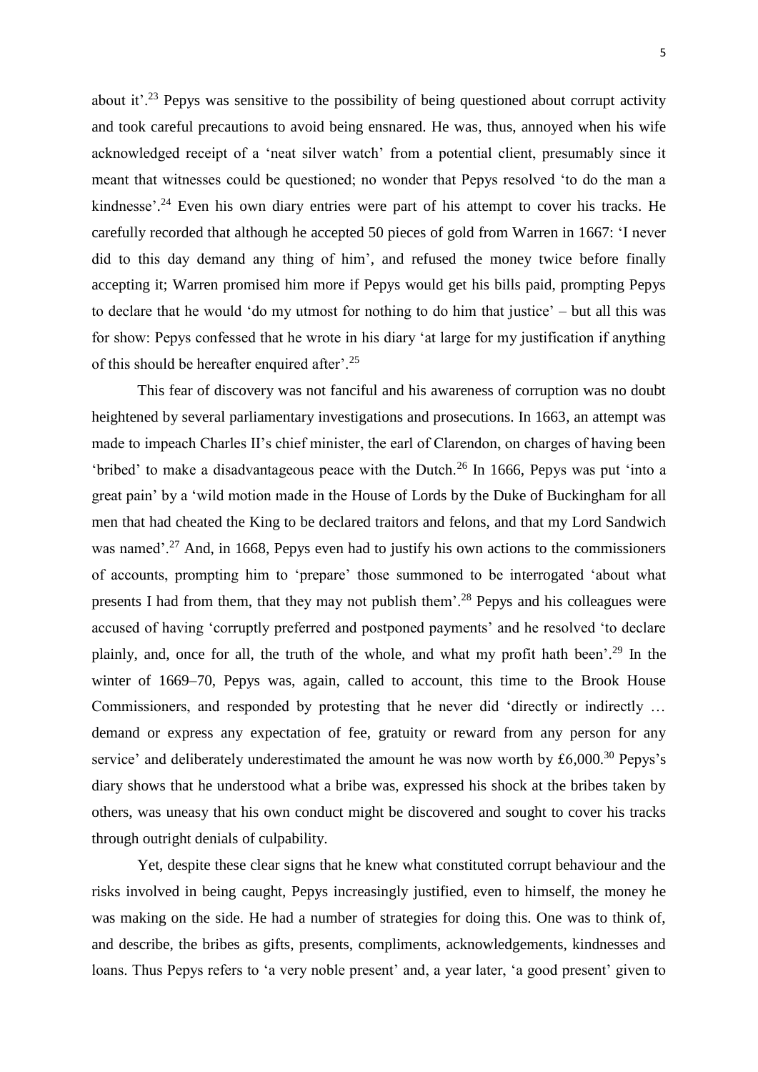about it'.[23] Pepys was sensitive to the possibility of being questioned about corrupt activity and took careful precautions to avoid being ensnared. He was, thus, annoyed when his wife acknowledged receipt of a 'neat silver watch' from a potential client, presumably since it meant that witnesses could be questioned; no wonder that Pepys resolved 'to do the man a kindnesse'.[24] Even his own diary entries were part of his attempt to cover his tracks. He carefully recorded that although he accepted 50 pieces of gold from Warren in 1667: 'I never did to this day demand any thing of him', and refused the money twice before finally accepting it; Warren promised him more if Pepys would get his bills paid, prompting Pepys to declare that he would 'do my utmost for nothing to do him that justice' – but all this was for show: Pepys confessed that he wrote in his diary 'at large for my justification if anything of this should be hereafter enquired after'.[25]

This fear of discovery was not fanciful and his awareness of corruption was no doubt heightened by several parliamentary investigations and prosecutions. In 1663, an attempt was made to impeach Charles II's chief minister, the earl of Clarendon, on charges of having been 'bribed' to make a disadvantageous peace with the Dutch.[26] In 1666, Pepys was put 'into a great pain' by a 'wild motion made in the House of Lords by the Duke of Buckingham for all men that had cheated the King to be declared traitors and felons, and that my Lord Sandwich was named'.[27] And, in 1668, Pepys even had to justify his own actions to the commissioners of accounts, prompting him to 'prepare' those summoned to be interrogated 'about what presents I had from them, that they may not publish them'.[28] Pepys and his colleagues were accused of having 'corruptly preferred and postponed payments' and he resolved 'to declare plainly, and, once for all, the truth of the whole, and what my profit hath been'.[29] In the winter of 1669–70, Pepys was, again, called to account, this time to the Brook House Commissioners, and responded by protesting that he never did 'directly or indirectly … demand or express any expectation of fee, gratuity or reward from any person for any service' and deliberately underestimated the amount he was now worth by £6,000.[30] Pepys's diary shows that he understood what a bribe was, expressed his shock at the bribes taken by others, was uneasy that his own conduct might be discovered and sought to cover his tracks through outright denials of culpability.

Yet, despite these clear signs that he knew what constituted corrupt behaviour and the risks involved in being caught, Pepys increasingly justified, even to himself, the money he was making on the side. He had a number of strategies for doing this. One was to think of, and describe, the bribes as gifts, presents, compliments, acknowledgements, kindnesses and loans. Thus Pepys refers to 'a very noble present' and, a year later, 'a good present' given to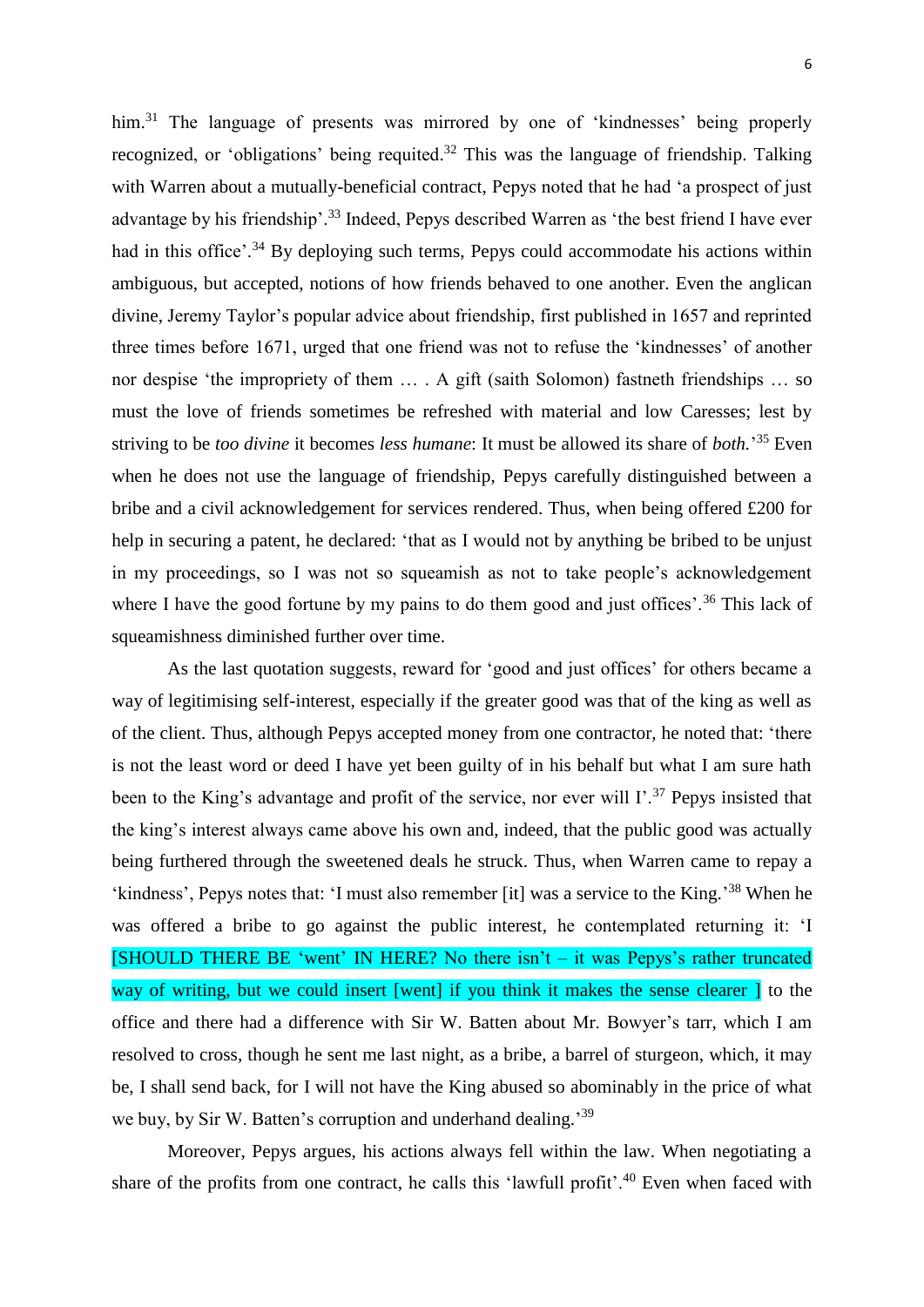him.[31] The language of presents was mirrored by one of 'kindnesses' being properly recognized, or 'obligations' being requited.[32] This was the language of friendship. Talking with Warren about a mutually-beneficial contract, Pepys noted that he had 'a prospect of just advantage by his friendship'.[33] Indeed, Pepys described Warren as 'the best friend I have ever had in this office'.[34] By deploying such terms, Pepys could accommodate his actions within ambiguous, but accepted, notions of how friends behaved to one another. Even the anglican divine, Jeremy Taylor's popular advice about friendship, first published in 1657 and reprinted three times before 1671, urged that one friend was not to refuse the 'kindnesses' of another nor despise 'the impropriety of them … . A gift (saith Solomon) fastneth friendships … so must the love of friends sometimes be refreshed with material and low Caresses; lest by striving to be *too divine* it becomes *less humane*: It must be allowed its share of *both.*'[35] Even when he does not use the language of friendship, Pepys carefully distinguished between a bribe and a civil acknowledgement for services rendered. Thus, when being offered £200 for help in securing a patent, he declared: 'that as I would not by anything be bribed to be unjust in my proceedings, so I was not so squeamish as not to take people's acknowledgement where I have the good fortune by my pains to do them good and just offices'.[36] This lack of squeamishness diminished further over time.

As the last quotation suggests, reward for 'good and just offices' for others became a way of legitimising self-interest, especially if the greater good was that of the king as well as of the client. Thus, although Pepys accepted money from one contractor, he noted that: 'there is not the least word or deed I have yet been guilty of in his behalf but what I am sure hath been to the King's advantage and profit of the service, nor ever will I'.[37] Pepys insisted that the king's interest always came above his own and, indeed, that the public good was actually being furthered through the sweetened deals he struck. Thus, when Warren came to repay a 'kindness', Pepys notes that: 'I must also remember [it] was a service to the King.'[38] When he was offered a bribe to go against the public interest, he contemplated returning it: 'I [SHOULD THERE BE 'went' IN HERE? No there isn't – it was Pepys's rather truncated way of writing, but we could insert [went] if you think it makes the sense clearer ] to the office and there had a difference with Sir W. Batten about Mr. Bowyer's tarr, which I am resolved to cross, though he sent me last night, as a bribe, a barrel of sturgeon, which, it may be, I shall send back, for I will not have the King abused so abominably in the price of what we buy, by Sir W. Batten's corruption and underhand dealing.'[39]

Moreover, Pepys argues, his actions always fell within the law. When negotiating a share of the profits from one contract, he calls this 'lawfull profit'.[40] Even when faced with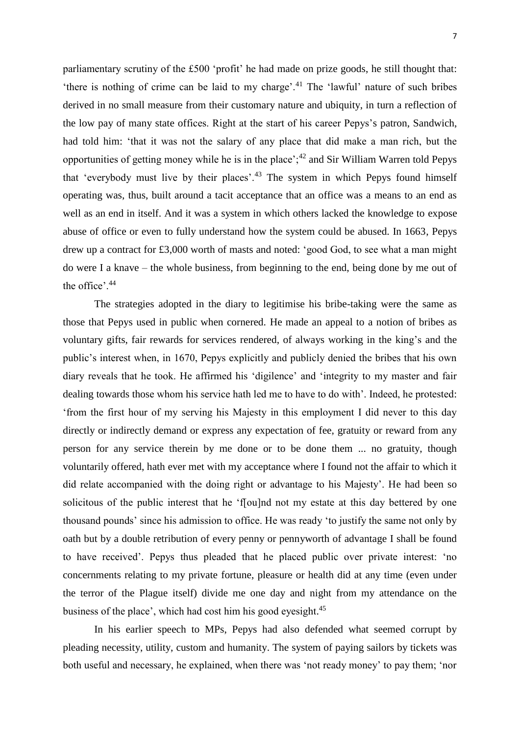parliamentary scrutiny of the £500 'profit' he had made on prize goods, he still thought that: 'there is nothing of crime can be laid to my charge'.[41] The 'lawful' nature of such bribes derived in no small measure from their customary nature and ubiquity, in turn a reflection of the low pay of many state offices. Right at the start of his career Pepys's patron, Sandwich, had told him: 'that it was not the salary of any place that did make a man rich, but the opportunities of getting money while he is in the place';[42] and Sir William Warren told Pepys that 'everybody must live by their places'.[43] The system in which Pepys found himself operating was, thus, built around a tacit acceptance that an office was a means to an end as well as an end in itself. And it was a system in which others lacked the knowledge to expose abuse of office or even to fully understand how the system could be abused. In 1663, Pepys drew up a contract for £3,000 worth of masts and noted: 'good God, to see what a man might do were I a knave – the whole business, from beginning to the end, being done by me out of the office'.[44]

The strategies adopted in the diary to legitimise his bribe-taking were the same as those that Pepys used in public when cornered. He made an appeal to a notion of bribes as voluntary gifts, fair rewards for services rendered, of always working in the king's and the public's interest when, in 1670, Pepys explicitly and publicly denied the bribes that his own diary reveals that he took. He affirmed his 'digilence' and 'integrity to my master and fair dealing towards those whom his service hath led me to have to do with'. Indeed, he protested: 'from the first hour of my serving his Majesty in this employment I did never to this day directly or indirectly demand or express any expectation of fee, gratuity or reward from any person for any service therein by me done or to be done them ... no gratuity, though voluntarily offered, hath ever met with my acceptance where I found not the affair to which it did relate accompanied with the doing right or advantage to his Majesty'. He had been so solicitous of the public interest that he 'f[ou]nd not my estate at this day bettered by one thousand pounds' since his admission to office. He was ready 'to justify the same not only by oath but by a double retribution of every penny or pennyworth of advantage I shall be found to have received'. Pepys thus pleaded that he placed public over private interest: 'no concernments relating to my private fortune, pleasure or health did at any time (even under the terror of the Plague itself) divide me one day and night from my attendance on the business of the place', which had cost him his good eyesight.[45]

In his earlier speech to MPs, Pepys had also defended what seemed corrupt by pleading necessity, utility, custom and humanity. The system of paying sailors by tickets was both useful and necessary, he explained, when there was 'not ready money' to pay them; 'nor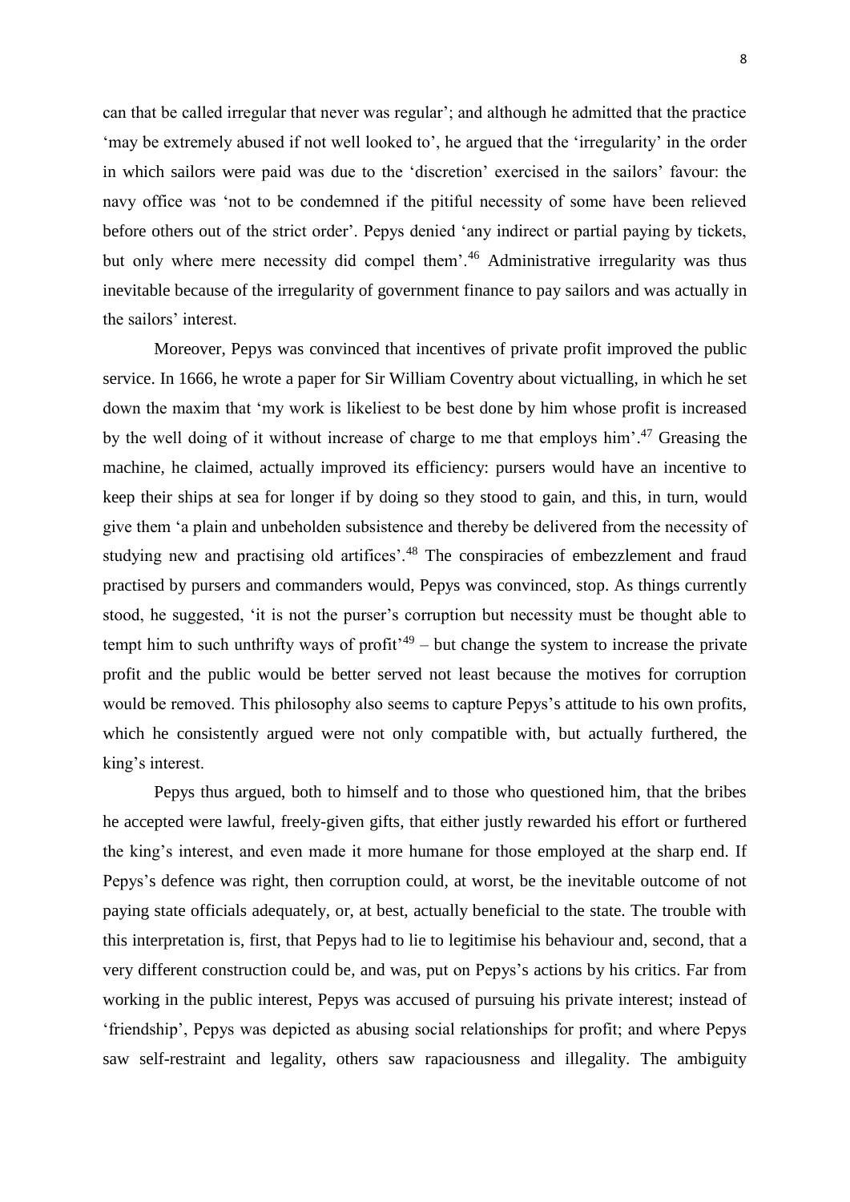can that be called irregular that never was regular'; and although he admitted that the practice 'may be extremely abused if not well looked to', he argued that the 'irregularity' in the order in which sailors were paid was due to the 'discretion' exercised in the sailors' favour: the navy office was 'not to be condemned if the pitiful necessity of some have been relieved before others out of the strict order'. Pepys denied 'any indirect or partial paying by tickets, but only where mere necessity did compel them'.[46] Administrative irregularity was thus inevitable because of the irregularity of government finance to pay sailors and was actually in the sailors' interest.

Moreover, Pepys was convinced that incentives of private profit improved the public service. In 1666, he wrote a paper for Sir William Coventry about victualling, in which he set down the maxim that 'my work is likeliest to be best done by him whose profit is increased by the well doing of it without increase of charge to me that employs him'.[47] Greasing the machine, he claimed, actually improved its efficiency: pursers would have an incentive to keep their ships at sea for longer if by doing so they stood to gain, and this, in turn, would give them 'a plain and unbeholden subsistence and thereby be delivered from the necessity of studying new and practising old artifices'.[48] The conspiracies of embezzlement and fraud practised by pursers and commanders would, Pepys was convinced, stop. As things currently stood, he suggested, 'it is not the purser's corruption but necessity must be thought able to tempt him to such unthrifty ways of profit'[49] – but change the system to increase the private profit and the public would be better served not least because the motives for corruption would be removed. This philosophy also seems to capture Pepys's attitude to his own profits, which he consistently argued were not only compatible with, but actually furthered, the king's interest.

Pepys thus argued, both to himself and to those who questioned him, that the bribes he accepted were lawful, freely-given gifts, that either justly rewarded his effort or furthered the king's interest, and even made it more humane for those employed at the sharp end. If Pepys's defence was right, then corruption could, at worst, be the inevitable outcome of not paying state officials adequately, or, at best, actually beneficial to the state. The trouble with this interpretation is, first, that Pepys had to lie to legitimise his behaviour and, second, that a very different construction could be, and was, put on Pepys's actions by his critics. Far from working in the public interest, Pepys was accused of pursuing his private interest; instead of 'friendship', Pepys was depicted as abusing social relationships for profit; and where Pepys saw self-restraint and legality, others saw rapaciousness and illegality. The ambiguity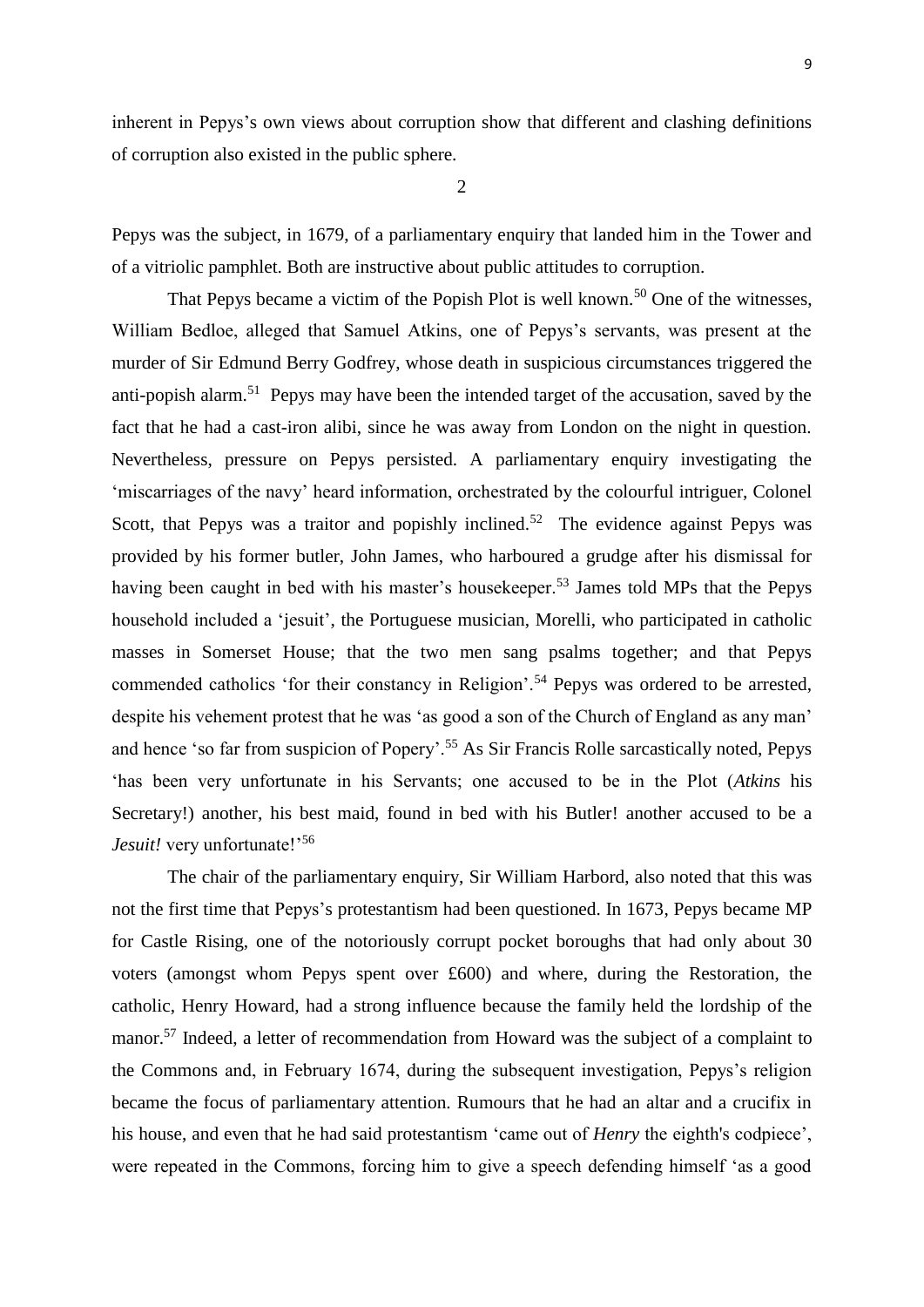inherent in Pepys's own views about corruption show that different and clashing definitions of corruption also existed in the public sphere.

2

Pepys was the subject, in 1679, of a parliamentary enquiry that landed him in the Tower and of a vitriolic pamphlet. Both are instructive about public attitudes to corruption.

That Pepys became a victim of the Popish Plot is well known.[50] One of the witnesses, William Bedloe, alleged that Samuel Atkins, one of Pepys's servants, was present at the murder of Sir Edmund Berry Godfrey, whose death in suspicious circumstances triggered the anti-popish alarm.[51] Pepys may have been the intended target of the accusation, saved by the fact that he had a cast-iron alibi, since he was away from London on the night in question. Nevertheless, pressure on Pepys persisted. A parliamentary enquiry investigating the 'miscarriages of the navy' heard information, orchestrated by the colourful intriguer, Colonel Scott, that Pepys was a traitor and popishly inclined.[52] The evidence against Pepys was provided by his former butler, John James, who harboured a grudge after his dismissal for having been caught in bed with his master's housekeeper.[53] James told MPs that the Pepys household included a 'jesuit', the Portuguese musician, Morelli, who participated in catholic masses in Somerset House; that the two men sang psalms together; and that Pepys commended catholics 'for their constancy in Religion'.[54] Pepys was ordered to be arrested, despite his vehement protest that he was 'as good a son of the Church of England as any man' and hence 'so far from suspicion of Popery'.[55] As Sir Francis Rolle sarcastically noted, Pepys 'has been very unfortunate in his Servants; one accused to be in the Plot (*Atkins* his Secretary!) another, his best maid, found in bed with his Butler! another accused to be a *Jesuit!* very unfortunate!'[56]

The chair of the parliamentary enquiry, Sir William Harbord, also noted that this was not the first time that Pepys's protestantism had been questioned. In 1673, Pepys became MP for Castle Rising, one of the notoriously corrupt pocket boroughs that had only about 30 voters (amongst whom Pepys spent over £600) and where, during the Restoration, the catholic, Henry Howard, had a strong influence because the family held the lordship of the manor.[57] Indeed, a letter of recommendation from Howard was the subject of a complaint to the Commons and, in February 1674, during the subsequent investigation, Pepys's religion became the focus of parliamentary attention. Rumours that he had an altar and a crucifix in his house, and even that he had said protestantism 'came out of *Henry* the eighth's codpiece', were repeated in the Commons, forcing him to give a speech defending himself 'as a good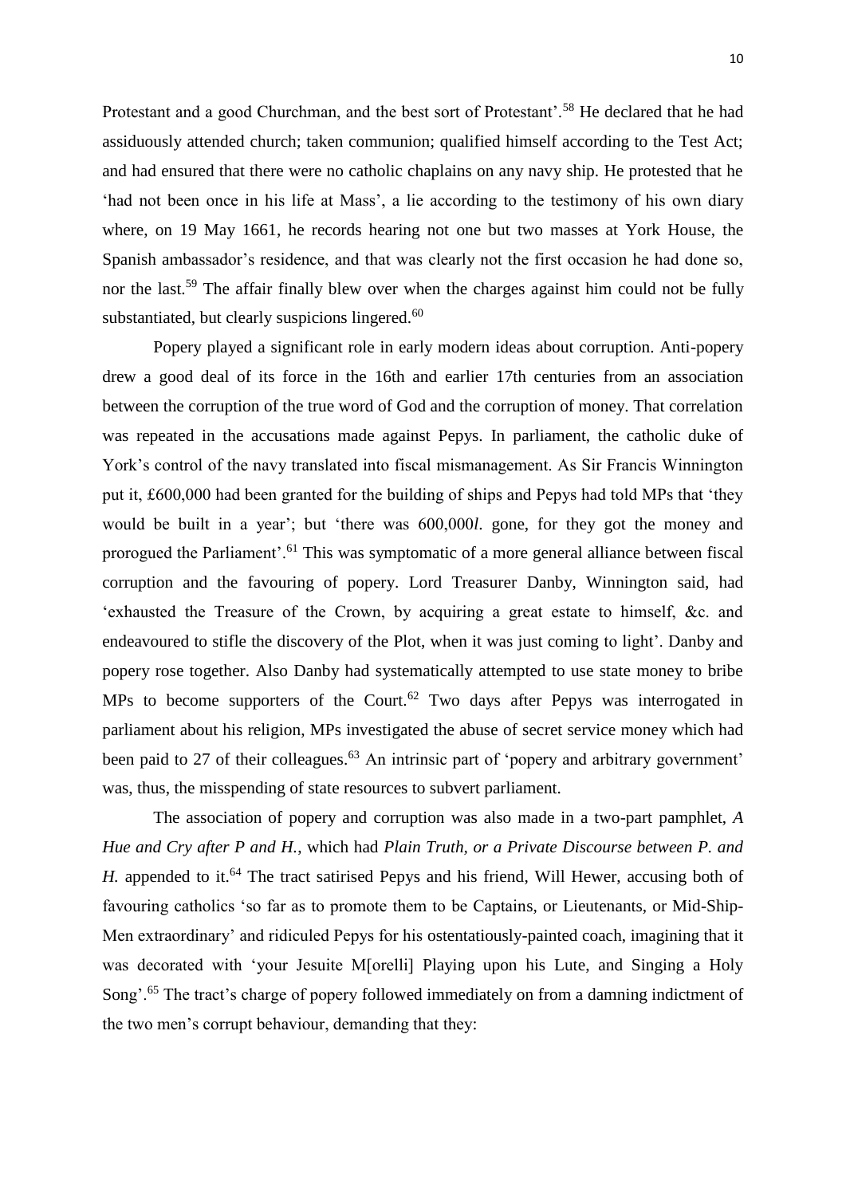Protestant and a good Churchman, and the best sort of Protestant'.[58] He declared that he had assiduously attended church; taken communion; qualified himself according to the Test Act; and had ensured that there were no catholic chaplains on any navy ship. He protested that he 'had not been once in his life at Mass', a lie according to the testimony of his own diary where, on 19 May 1661, he records hearing not one but two masses at York House, the Spanish ambassador's residence, and that was clearly not the first occasion he had done so, nor the last.[59] The affair finally blew over when the charges against him could not be fully substantiated, but clearly suspicions lingered.[60]

Popery played a significant role in early modern ideas about corruption. Anti-popery drew a good deal of its force in the 16th and earlier 17th centuries from an association between the corruption of the true word of God and the corruption of money. That correlation was repeated in the accusations made against Pepys. In parliament, the catholic duke of York's control of the navy translated into fiscal mismanagement. As Sir Francis Winnington put it, £600,000 had been granted for the building of ships and Pepys had told MPs that 'they would be built in a year'; but 'there was 600,000*l*. gone, for they got the money and prorogued the Parliament'.[61] This was symptomatic of a more general alliance between fiscal corruption and the favouring of popery. Lord Treasurer Danby, Winnington said, had 'exhausted the Treasure of the Crown, by acquiring a great estate to himself, &c. and endeavoured to stifle the discovery of the Plot, when it was just coming to light'. Danby and popery rose together. Also Danby had systematically attempted to use state money to bribe MPs to become supporters of the Court.[62] Two days after Pepys was interrogated in parliament about his religion, MPs investigated the abuse of secret service money which had been paid to 27 of their colleagues.[63] An intrinsic part of 'popery and arbitrary government' was, thus, the misspending of state resources to subvert parliament.

The association of popery and corruption was also made in a two-part pamphlet, *A Hue and Cry after P and H.*, which had *Plain Truth, or a Private Discourse between P. and H.* appended to it.[64] The tract satirised Pepys and his friend, Will Hewer, accusing both of favouring catholics 'so far as to promote them to be Captains, or Lieutenants, or Mid-Ship-Men extraordinary' and ridiculed Pepys for his ostentatiously-painted coach, imagining that it was decorated with 'your Jesuite M[orelli] Playing upon his Lute, and Singing a Holy Song'.[65] The tract's charge of popery followed immediately on from a damning indictment of the two men's corrupt behaviour, demanding that they: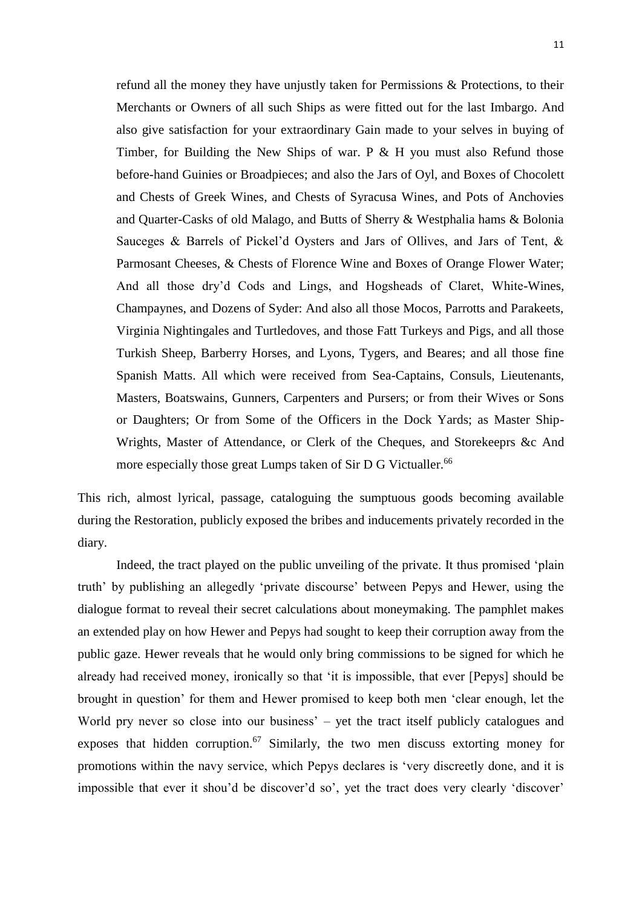> refund all the money they have unjustly taken for Permissions & Protections, to their Merchants or Owners of all such Ships as were fitted out for the last Imbargo. And also give satisfaction for your extraordinary Gain made to your selves in buying of Timber, for Building the New Ships of war. P & H you must also Refund those before-hand Guinies or Broadpieces; and also the Jars of Oyl, and Boxes of Chocolett and Chests of Greek Wines, and Chests of Syracusa Wines, and Pots of Anchovies and Quarter-Casks of old Malago, and Butts of Sherry & Westphalia hams & Bolonia Sauceges & Barrels of Pickel'd Oysters and Jars of Ollives, and Jars of Tent, & Parmosant Cheeses, & Chests of Florence Wine and Boxes of Orange Flower Water; And all those dry'd Cods and Lings, and Hogsheads of Claret, White-Wines, Champaynes, and Dozens of Syder: And also all those Mocos, Parrotts and Parakeets, Virginia Nightingales and Turtledoves, and those Fatt Turkeys and Pigs, and all those Turkish Sheep, Barberry Horses, and Lyons, Tygers, and Beares; and all those fine Spanish Matts. All which were received from Sea-Captains, Consuls, Lieutenants, Masters, Boatswains, Gunners, Carpenters and Pursers; or from their Wives or Sons or Daughters; Or from Some of the Officers in the Dock Yards; as Master Ship-Wrights, Master of Attendance, or Clerk of the Cheques, and Storekeeprs &c And more especially those great Lumps taken of Sir D G Victualler.[66]

This rich, almost lyrical, passage, cataloguing the sumptuous goods becoming available during the Restoration, publicly exposed the bribes and inducements privately recorded in the diary.

Indeed, the tract played on the public unveiling of the private. It thus promised 'plain truth' by publishing an allegedly 'private discourse' between Pepys and Hewer, using the dialogue format to reveal their secret calculations about moneymaking. The pamphlet makes an extended play on how Hewer and Pepys had sought to keep their corruption away from the public gaze. Hewer reveals that he would only bring commissions to be signed for which he already had received money, ironically so that 'it is impossible, that ever [Pepys] should be brought in question' for them and Hewer promised to keep both men 'clear enough, let the World pry never so close into our business' – yet the tract itself publicly catalogues and exposes that hidden corruption.[67] Similarly, the two men discuss extorting money for promotions within the navy service, which Pepys declares is 'very discreetly done, and it is impossible that ever it shou'd be discover'd so', yet the tract does very clearly 'discover'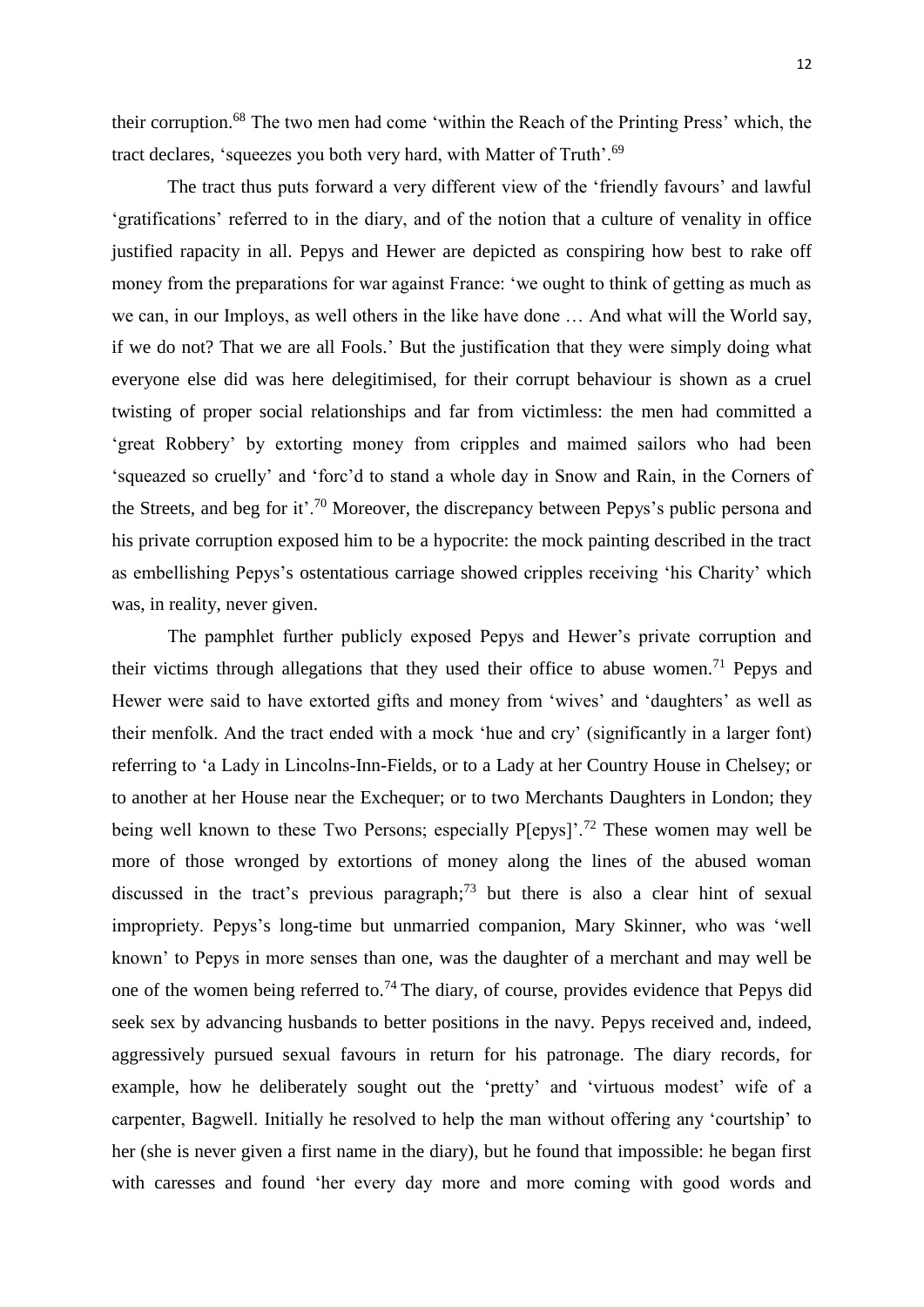their corruption.[68] The two men had come 'within the Reach of the Printing Press' which, the tract declares, 'squeezes you both very hard, with Matter of Truth'.[69]

The tract thus puts forward a very different view of the 'friendly favours' and lawful 'gratifications' referred to in the diary, and of the notion that a culture of venality in office justified rapacity in all. Pepys and Hewer are depicted as conspiring how best to rake off money from the preparations for war against France: 'we ought to think of getting as much as we can, in our Imploys, as well others in the like have done … And what will the World say, if we do not? That we are all Fools.' But the justification that they were simply doing what everyone else did was here delegitimised, for their corrupt behaviour is shown as a cruel twisting of proper social relationships and far from victimless: the men had committed a 'great Robbery' by extorting money from cripples and maimed sailors who had been 'squeazed so cruelly' and 'forc'd to stand a whole day in Snow and Rain, in the Corners of the Streets, and beg for it'.[70] Moreover, the discrepancy between Pepys's public persona and his private corruption exposed him to be a hypocrite: the mock painting described in the tract as embellishing Pepys's ostentatious carriage showed cripples receiving 'his Charity' which was, in reality, never given.

The pamphlet further publicly exposed Pepys and Hewer's private corruption and their victims through allegations that they used their office to abuse women.[71] Pepys and Hewer were said to have extorted gifts and money from 'wives' and 'daughters' as well as their menfolk. And the tract ended with a mock 'hue and cry' (significantly in a larger font) referring to 'a Lady in Lincolns-Inn-Fields, or to a Lady at her Country House in Chelsey; or to another at her House near the Exchequer; or to two Merchants Daughters in London; they being well known to these Two Persons; especially P[epys]'.[72] These women may well be more of those wronged by extortions of money along the lines of the abused woman discussed in the tract's previous paragraph;[73] but there is also a clear hint of sexual impropriety. Pepys's long-time but unmarried companion, Mary Skinner, who was 'well known' to Pepys in more senses than one, was the daughter of a merchant and may well be one of the women being referred to.[74] The diary, of course, provides evidence that Pepys did seek sex by advancing husbands to better positions in the navy. Pepys received and, indeed, aggressively pursued sexual favours in return for his patronage. The diary records, for example, how he deliberately sought out the 'pretty' and 'virtuous modest' wife of a carpenter, Bagwell. Initially he resolved to help the man without offering any 'courtship' to her (she is never given a first name in the diary), but he found that impossible: he began first with caresses and found 'her every day more and more coming with good words and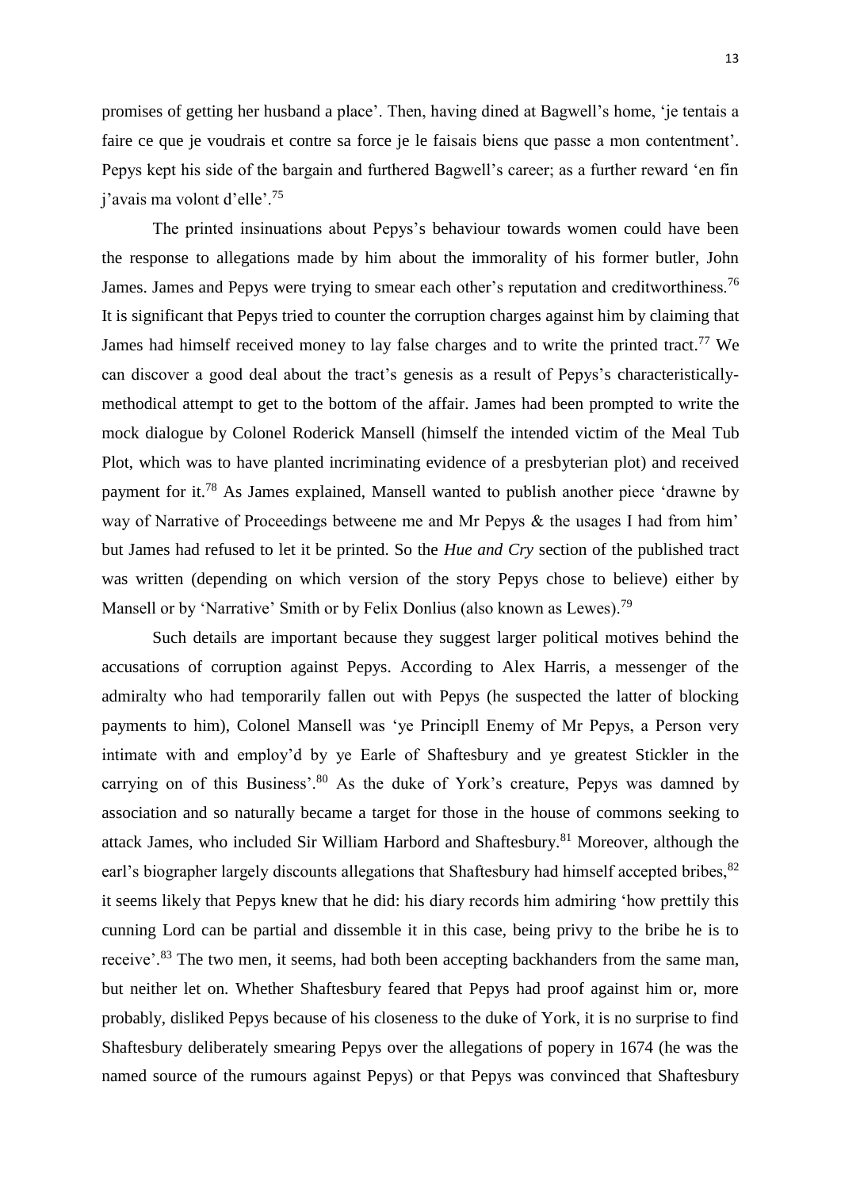promises of getting her husband a place'. Then, having dined at Bagwell's home, 'je tentais a faire ce que je voudrais et contre sa force je le faisais biens que passe a mon contentment'. Pepys kept his side of the bargain and furthered Bagwell's career; as a further reward 'en fin j'avais ma volont d'elle'.[75]

The printed insinuations about Pepys's behaviour towards women could have been the response to allegations made by him about the immorality of his former butler, John James. James and Pepys were trying to smear each other's reputation and creditworthiness.[76] It is significant that Pepys tried to counter the corruption charges against him by claiming that James had himself received money to lay false charges and to write the printed tract.[77] We can discover a good deal about the tract's genesis as a result of Pepys's characteristically-methodical attempt to get to the bottom of the affair. James had been prompted to write the mock dialogue by Colonel Roderick Mansell (himself the intended victim of the Meal Tub Plot, which was to have planted incriminating evidence of a presbyterian plot) and received payment for it.[78] As James explained, Mansell wanted to publish another piece 'drawne by way of Narrative of Proceedings betweene me and Mr Pepys & the usages I had from him' but James had refused to let it be printed. So the *Hue and Cry* section of the published tract was written (depending on which version of the story Pepys chose to believe) either by Mansell or by 'Narrative' Smith or by Felix Donlius (also known as Lewes).[79]

Such details are important because they suggest larger political motives behind the accusations of corruption against Pepys. According to Alex Harris, a messenger of the admiralty who had temporarily fallen out with Pepys (he suspected the latter of blocking payments to him), Colonel Mansell was 'ye Principll Enemy of Mr Pepys, a Person very intimate with and employ'd by ye Earle of Shaftesbury and ye greatest Stickler in the carrying on of this Business'.[80] As the duke of York's creature, Pepys was damned by association and so naturally became a target for those in the house of commons seeking to attack James, who included Sir William Harbord and Shaftesbury.[81] Moreover, although the earl's biographer largely discounts allegations that Shaftesbury had himself accepted bribes,[82] it seems likely that Pepys knew that he did: his diary records him admiring 'how prettily this cunning Lord can be partial and dissemble it in this case, being privy to the bribe he is to receive'.[83] The two men, it seems, had both been accepting backhanders from the same man, but neither let on. Whether Shaftesbury feared that Pepys had proof against him or, more probably, disliked Pepys because of his closeness to the duke of York, it is no surprise to find Shaftesbury deliberately smearing Pepys over the allegations of popery in 1674 (he was the named source of the rumours against Pepys) or that Pepys was convinced that Shaftesbury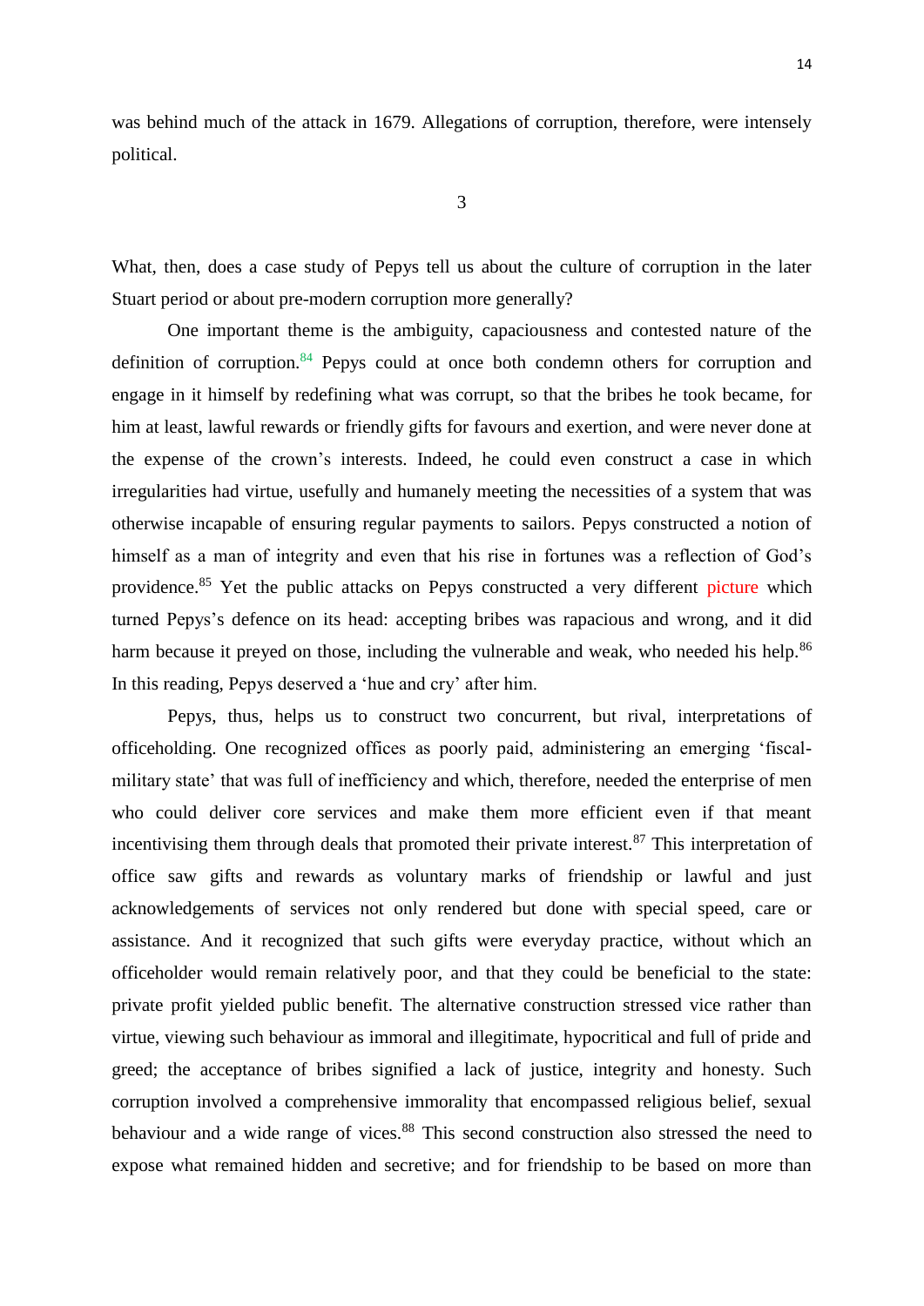was behind much of the attack in 1679. Allegations of corruption, therefore, were intensely political.

## 3

What, then, does a case study of Pepys tell us about the culture of corruption in the later Stuart period or about pre-modern corruption more generally?

One important theme is the ambiguity, capaciousness and contested nature of the definition of corruption.[84] Pepys could at once both condemn others for corruption and engage in it himself by redefining what was corrupt, so that the bribes he took became, for him at least, lawful rewards or friendly gifts for favours and exertion, and were never done at the expense of the crown's interests. Indeed, he could even construct a case in which irregularities had virtue, usefully and humanely meeting the necessities of a system that was otherwise incapable of ensuring regular payments to sailors. Pepys constructed a notion of himself as a man of integrity and even that his rise in fortunes was a reflection of God's providence.[85] Yet the public attacks on Pepys constructed a very different picture which turned Pepys's defence on its head: accepting bribes was rapacious and wrong, and it did harm because it preyed on those, including the vulnerable and weak, who needed his help.[86] In this reading, Pepys deserved a 'hue and cry' after him.

Pepys, thus, helps us to construct two concurrent, but rival, interpretations of officeholding. One recognized offices as poorly paid, administering an emerging 'fiscal-military state' that was full of inefficiency and which, therefore, needed the enterprise of men who could deliver core services and make them more efficient even if that meant incentivising them through deals that promoted their private interest.[87] This interpretation of office saw gifts and rewards as voluntary marks of friendship or lawful and just acknowledgements of services not only rendered but done with special speed, care or assistance. And it recognized that such gifts were everyday practice, without which an officeholder would remain relatively poor, and that they could be beneficial to the state: private profit yielded public benefit. The alternative construction stressed vice rather than virtue, viewing such behaviour as immoral and illegitimate, hypocritical and full of pride and greed; the acceptance of bribes signified a lack of justice, integrity and honesty. Such corruption involved a comprehensive immorality that encompassed religious belief, sexual behaviour and a wide range of vices.[88] This second construction also stressed the need to expose what remained hidden and secretive; and for friendship to be based on more than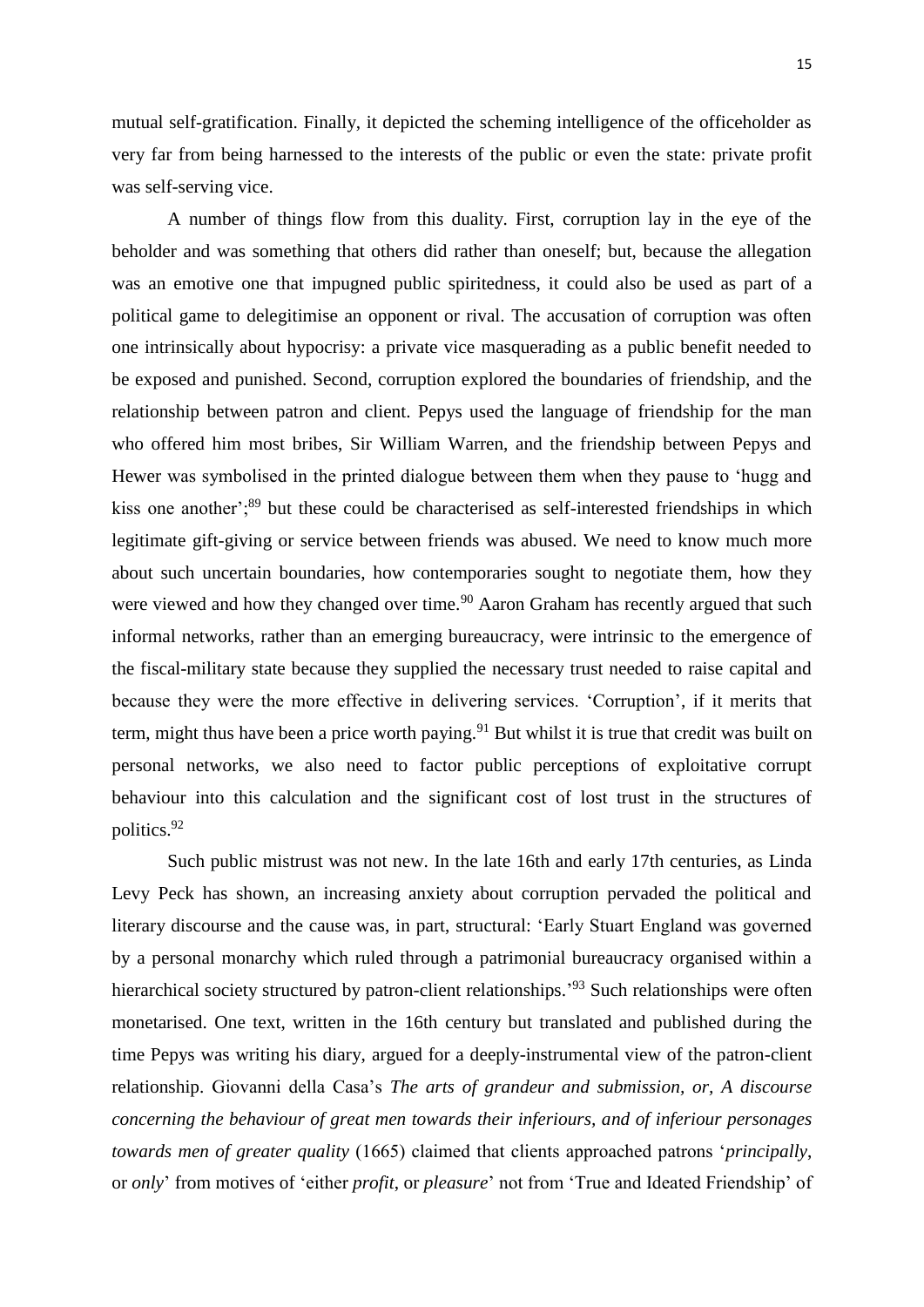mutual self-gratification. Finally, it depicted the scheming intelligence of the officeholder as very far from being harnessed to the interests of the public or even the state: private profit was self-serving vice.

A number of things flow from this duality. First, corruption lay in the eye of the beholder and was something that others did rather than oneself; but, because the allegation was an emotive one that impugned public spiritedness, it could also be used as part of a political game to delegitimise an opponent or rival. The accusation of corruption was often one intrinsically about hypocrisy: a private vice masquerading as a public benefit needed to be exposed and punished. Second, corruption explored the boundaries of friendship, and the relationship between patron and client. Pepys used the language of friendship for the man who offered him most bribes, Sir William Warren, and the friendship between Pepys and Hewer was symbolised in the printed dialogue between them when they pause to 'hugg and kiss one another';[89] but these could be characterised as self-interested friendships in which legitimate gift-giving or service between friends was abused. We need to know much more about such uncertain boundaries, how contemporaries sought to negotiate them, how they were viewed and how they changed over time.[90] Aaron Graham has recently argued that such informal networks, rather than an emerging bureaucracy, were intrinsic to the emergence of the fiscal-military state because they supplied the necessary trust needed to raise capital and because they were the more effective in delivering services. 'Corruption', if it merits that term, might thus have been a price worth paying.[91] But whilst it is true that credit was built on personal networks, we also need to factor public perceptions of exploitative corrupt behaviour into this calculation and the significant cost of lost trust in the structures of politics.[92]

Such public mistrust was not new. In the late 16th and early 17th centuries, as Linda Levy Peck has shown, an increasing anxiety about corruption pervaded the political and literary discourse and the cause was, in part, structural: 'Early Stuart England was governed by a personal monarchy which ruled through a patrimonial bureaucracy organised within a hierarchical society structured by patron-client relationships.'[93] Such relationships were often monetarised. One text, written in the 16th century but translated and published during the time Pepys was writing his diary, argued for a deeply-instrumental view of the patron-client relationship. Giovanni della Casa's *The arts of grandeur and submission, or, A discourse concerning the behaviour of great men towards their inferiours, and of inferiour personages towards men of greater quality* (1665) claimed that clients approached patrons '*principally*, or *only*' from motives of 'either *profit*, or *pleasure*' not from 'True and Ideated Friendship' of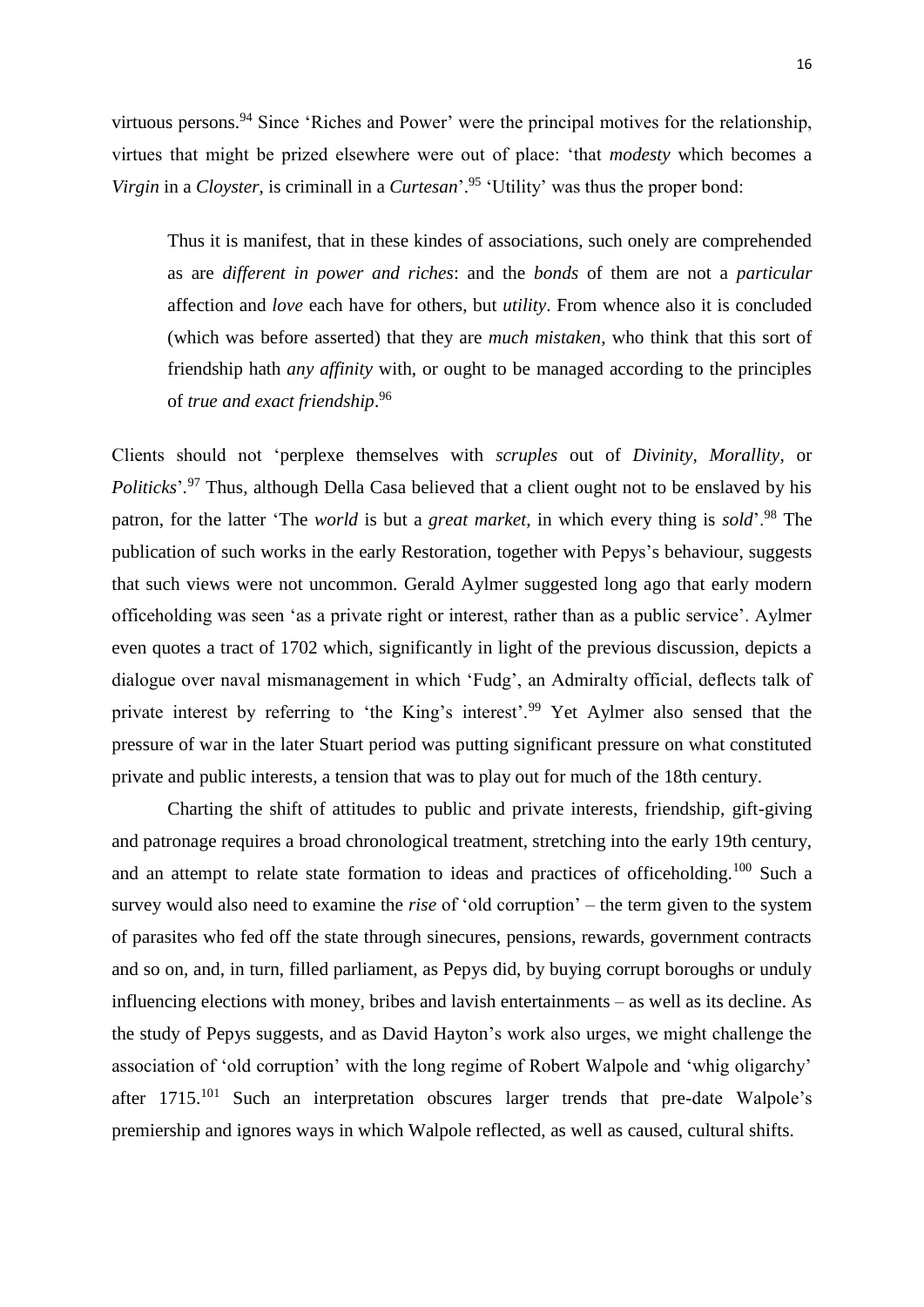virtuous persons.[94] Since 'Riches and Power' were the principal motives for the relationship, virtues that might be prized elsewhere were out of place: 'that *modesty* which becomes a *Virgin* in a *Cloyster*, is criminall in a *Curtesan*'.[95] 'Utility' was thus the proper bond:

> Thus it is manifest, that in these kindes of associations, such onely are comprehended as are *different in power and riches*: and the *bonds* of them are not a *particular* affection and *love* each have for others, but *utility*. From whence also it is concluded (which was before asserted) that they are *much mistaken*, who think that this sort of friendship hath *any affinity* with, or ought to be managed according to the principles of *true and exact friendship*.[96]

Clients should not 'perplexe themselves with *scruples* out of *Divinity*, *Morallity*, or *Politicks*'.[97] Thus, although Della Casa believed that a client ought not to be enslaved by his patron, for the latter 'The *world* is but a *great market*, in which every thing is *sold*'.[98] The publication of such works in the early Restoration, together with Pepys's behaviour, suggests that such views were not uncommon. Gerald Aylmer suggested long ago that early modern officeholding was seen 'as a private right or interest, rather than as a public service'. Aylmer even quotes a tract of 1702 which, significantly in light of the previous discussion, depicts a dialogue over naval mismanagement in which 'Fudg', an Admiralty official, deflects talk of private interest by referring to 'the King's interest'.[99] Yet Aylmer also sensed that the pressure of war in the later Stuart period was putting significant pressure on what constituted private and public interests, a tension that was to play out for much of the 18th century.

Charting the shift of attitudes to public and private interests, friendship, gift-giving and patronage requires a broad chronological treatment, stretching into the early 19th century, and an attempt to relate state formation to ideas and practices of officeholding.[100] Such a survey would also need to examine the *rise* of 'old corruption' – the term given to the system of parasites who fed off the state through sinecures, pensions, rewards, government contracts and so on, and, in turn, filled parliament, as Pepys did, by buying corrupt boroughs or unduly influencing elections with money, bribes and lavish entertainments – as well as its decline. As the study of Pepys suggests, and as David Hayton's work also urges, we might challenge the association of 'old corruption' with the long regime of Robert Walpole and 'whig oligarchy' after 1715.[101] Such an interpretation obscures larger trends that pre-date Walpole's premiership and ignores ways in which Walpole reflected, as well as caused, cultural shifts.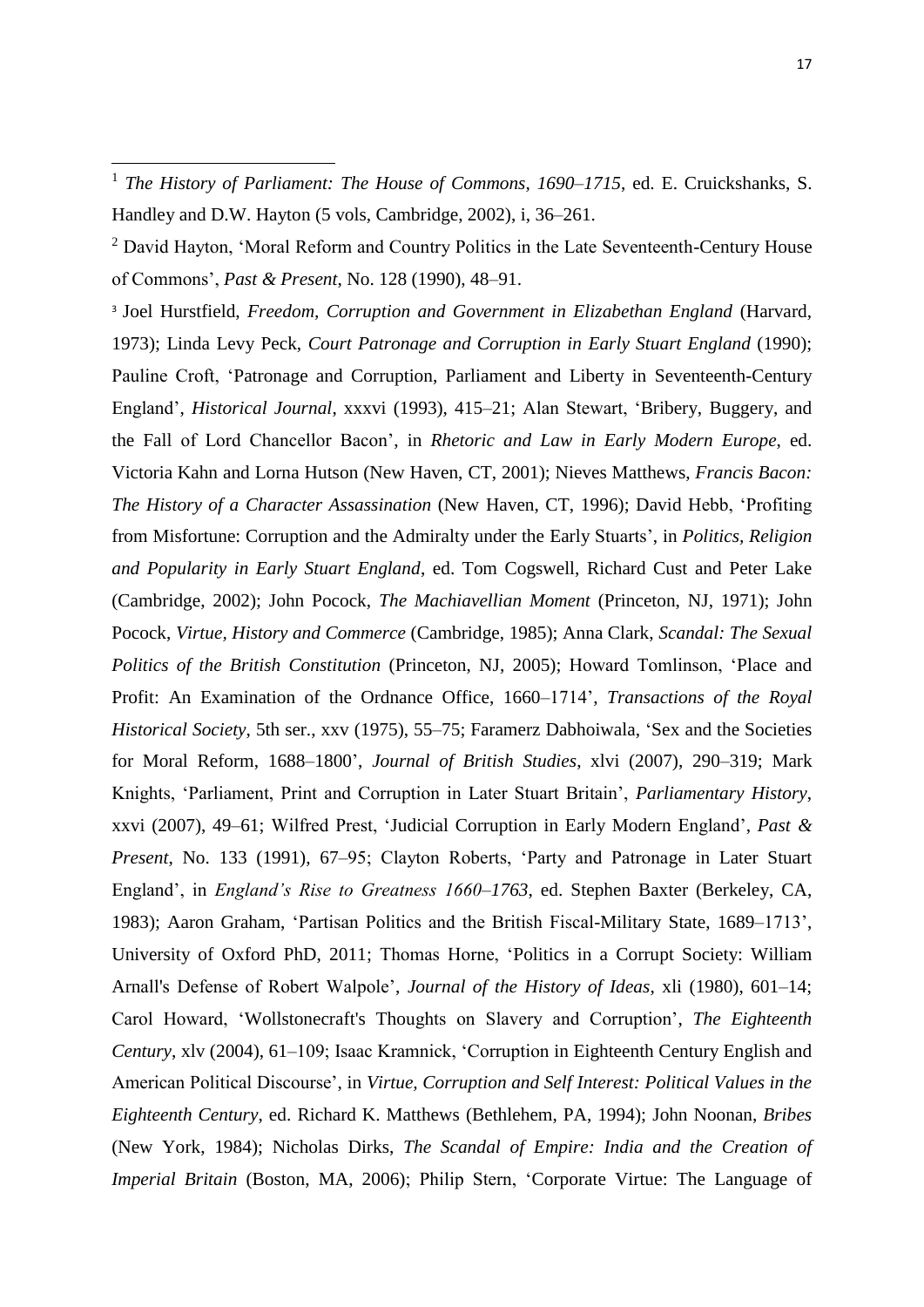[1] *The History of Parliament: The House of Commons, 1690–1715*, ed. E. Cruickshanks, S. Handley and D.W. Hayton (5 vols, Cambridge, 2002), i, 36–261.

[2] David Hayton, 'Moral Reform and Country Politics in the Late Seventeenth-Century House of Commons', *Past & Present*, No. 128 (1990), 48–91.

[3] Joel Hurstfield, *Freedom, Corruption and Government in Elizabethan England* (Harvard, 1973); Linda Levy Peck, *Court Patronage and Corruption in Early Stuart England* (1990); Pauline Croft, 'Patronage and Corruption, Parliament and Liberty in Seventeenth-Century England', *Historical Journal*, xxxvi (1993), 415–21; Alan Stewart, 'Bribery, Buggery, and the Fall of Lord Chancellor Bacon', in *Rhetoric and Law in Early Modern Europe*, ed. Victoria Kahn and Lorna Hutson (New Haven, CT, 2001); Nieves Matthews, *Francis Bacon: The History of a Character Assassination* (New Haven, CT, 1996); David Hebb, 'Profiting from Misfortune: Corruption and the Admiralty under the Early Stuarts', in *Politics, Religion and Popularity in Early Stuart England*, ed. Tom Cogswell, Richard Cust and Peter Lake (Cambridge, 2002); John Pocock, *The Machiavellian Moment* (Princeton, NJ, 1971); John Pocock, *Virtue, History and Commerce* (Cambridge, 1985); Anna Clark, *Scandal: The Sexual Politics of the British Constitution* (Princeton, NJ, 2005); Howard Tomlinson, 'Place and Profit: An Examination of the Ordnance Office, 1660–1714', *Transactions of the Royal Historical Society*, 5th ser., xxv (1975), 55–75; Faramerz Dabhoiwala, 'Sex and the Societies for Moral Reform, 1688–1800', *Journal of British Studies*, xlvi (2007), 290–319; Mark Knights, 'Parliament, Print and Corruption in Later Stuart Britain', *Parliamentary History*, xxvi (2007), 49–61; Wilfred Prest, 'Judicial Corruption in Early Modern England', *Past & Present*, No. 133 (1991), 67–95; Clayton Roberts, 'Party and Patronage in Later Stuart England', in *England's Rise to Greatness 1660–1763*, ed. Stephen Baxter (Berkeley, CA, 1983); Aaron Graham, 'Partisan Politics and the British Fiscal-Military State, 1689–1713', University of Oxford PhD, 2011; Thomas Horne, 'Politics in a Corrupt Society: William Arnall's Defense of Robert Walpole', *Journal of the History of Ideas*, xli (1980), 601–14; Carol Howard, 'Wollstonecraft's Thoughts on Slavery and Corruption', *The Eighteenth Century*, xlv (2004), 61–109; Isaac Kramnick, 'Corruption in Eighteenth Century English and American Political Discourse', in *Virtue, Corruption and Self Interest: Political Values in the Eighteenth Century*, ed. Richard K. Matthews (Bethlehem, PA, 1994); John Noonan, *Bribes* (New York, 1984); Nicholas Dirks, *The Scandal of Empire: India and the Creation of Imperial Britain* (Boston, MA, 2006); Philip Stern, 'Corporate Virtue: The Language of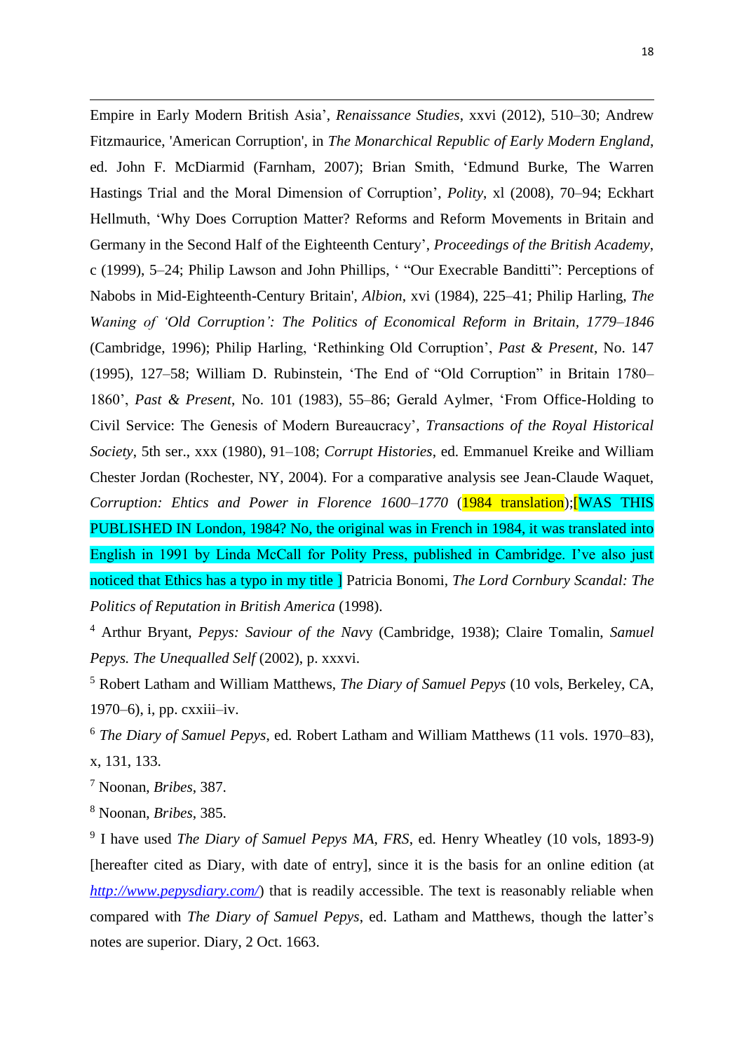Empire in Early Modern British Asia', *Renaissance Studies*, xxvi (2012), 510–30; Andrew Fitzmaurice, 'American Corruption', in *The Monarchical Republic of Early Modern England*, ed. John F. McDiarmid (Farnham, 2007); Brian Smith, 'Edmund Burke, The Warren Hastings Trial and the Moral Dimension of Corruption', *Polity*, xl (2008), 70–94; Eckhart Hellmuth, 'Why Does Corruption Matter? Reforms and Reform Movements in Britain and Germany in the Second Half of the Eighteenth Century', *Proceedings of the British Academy*, c (1999), 5–24; Philip Lawson and John Phillips, ' "Our Execrable Banditti": Perceptions of Nabobs in Mid-Eighteenth-Century Britain', *Albion*, xvi (1984), 225–41; Philip Harling, *The Waning of 'Old Corruption': The Politics of Economical Reform in Britain, 1779–1846* (Cambridge, 1996); Philip Harling, 'Rethinking Old Corruption', *Past & Present*, No. 147 (1995), 127–58; William D. Rubinstein, 'The End of "Old Corruption" in Britain 1780–1860', *Past & Present*, No. 101 (1983), 55–86; Gerald Aylmer, 'From Office-Holding to Civil Service: The Genesis of Modern Bureaucracy', *Transactions of the Royal Historical Society*, 5th ser., xxx (1980), 91–108; *Corrupt Histories*, ed. Emmanuel Kreike and William Chester Jordan (Rochester, NY, 2004). For a comparative analysis see Jean-Claude Waquet, *Corruption: Ehtics and Power in Florence 1600–1770* (1984 translation);[WAS THIS PUBLISHED IN London, 1984? No, the original was in French in 1984, it was translated into English in 1991 by Linda McCall for Polity Press, published in Cambridge. I've also just noticed that Ethics has a typo in my title ] Patricia Bonomi, *The Lord Cornbury Scandal: The Politics of Reputation in British America* (1998).

[4] Arthur Bryant, *Pepys: Saviour of the Navy* (Cambridge, 1938); Claire Tomalin, *Samuel Pepys. The Unequalled Self* (2002), p. xxxvi.

[5] Robert Latham and William Matthews, *The Diary of Samuel Pepys* (10 vols, Berkeley, CA, 1970–6), i, pp. cxxiii–iv.

[6] *The Diary of Samuel Pepys*, ed. Robert Latham and William Matthews (11 vols. 1970–83), x, 131, 133.

[7] Noonan, *Bribes*, 387.

[8] Noonan, *Bribes*, 385.

[9] I have used *The Diary of Samuel Pepys MA, FRS*, ed. Henry Wheatley (10 vols, 1893-9) [hereafter cited as Diary, with date of entry], since it is the basis for an online edition (at *http://www.pepysdiary.com/*) that is readily accessible. The text is reasonably reliable when compared with *The Diary of Samuel Pepys*, ed. Latham and Matthews, though the latter's notes are superior. Diary, 2 Oct. 1663.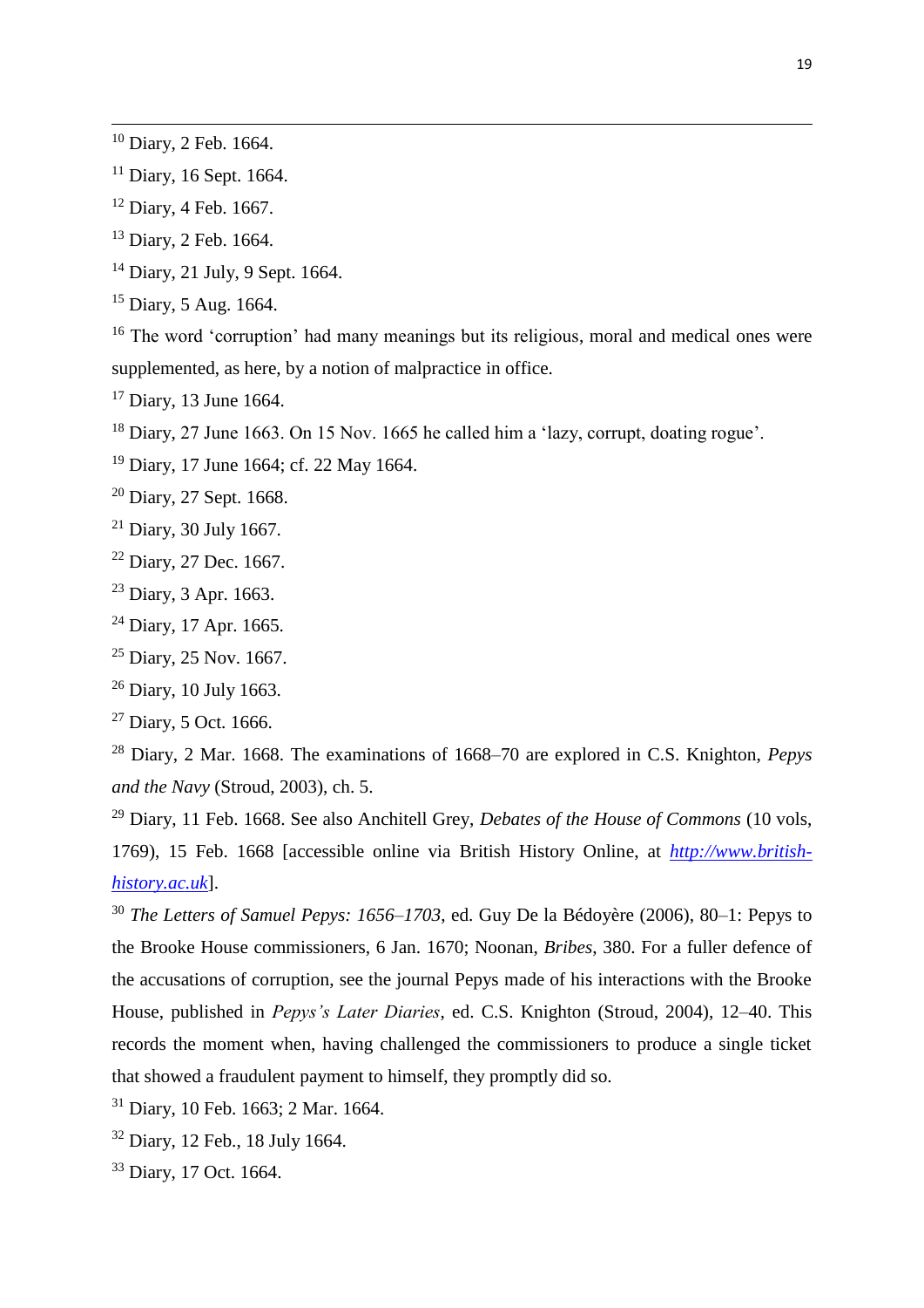[10] Diary, 2 Feb. 1664.

[11] Diary, 16 Sept. 1664.

[12] Diary, 4 Feb. 1667.

[13] Diary, 2 Feb. 1664.

[14] Diary, 21 July, 9 Sept. 1664.

[15] Diary, 5 Aug. 1664.

[16] The word 'corruption' had many meanings but its religious, moral and medical ones were supplemented, as here, by a notion of malpractice in office.

[17] Diary, 13 June 1664.

[18] Diary, 27 June 1663. On 15 Nov. 1665 he called him a 'lazy, corrupt, doating rogue'.

[19] Diary, 17 June 1664; cf. 22 May 1664.

[20] Diary, 27 Sept. 1668.

[21] Diary, 30 July 1667.

[22] Diary, 27 Dec. 1667.

[23] Diary, 3 Apr. 1663.

[24] Diary, 17 Apr. 1665.

[25] Diary, 25 Nov. 1667.

[26] Diary, 10 July 1663.

[27] Diary, 5 Oct. 1666.

[28] Diary, 2 Mar. 1668. The examinations of 1668–70 are explored in C.S. Knighton, *Pepys and the Navy* (Stroud, 2003), ch. 5.

[29] Diary, 11 Feb. 1668. See also Anchitell Grey, *Debates of the House of Commons* (10 vols, 1769), 15 Feb. 1668 [accessible online via British History Online, at *http://www.british-history.ac.uk*].

[30] *The Letters of Samuel Pepys: 1656–1703*, ed. Guy De la Bédoyère (2006), 80–1: Pepys to the Brooke House commissioners, 6 Jan. 1670; Noonan, *Bribes*, 380. For a fuller defence of the accusations of corruption, see the journal Pepys made of his interactions with the Brooke House, published in *Pepys's Later Diaries*, ed. C.S. Knighton (Stroud, 2004), 12–40. This records the moment when, having challenged the commissioners to produce a single ticket that showed a fraudulent payment to himself, they promptly did so.

[31] Diary, 10 Feb. 1663; 2 Mar. 1664.

[32] Diary, 12 Feb., 18 July 1664.

[33] Diary, 17 Oct. 1664.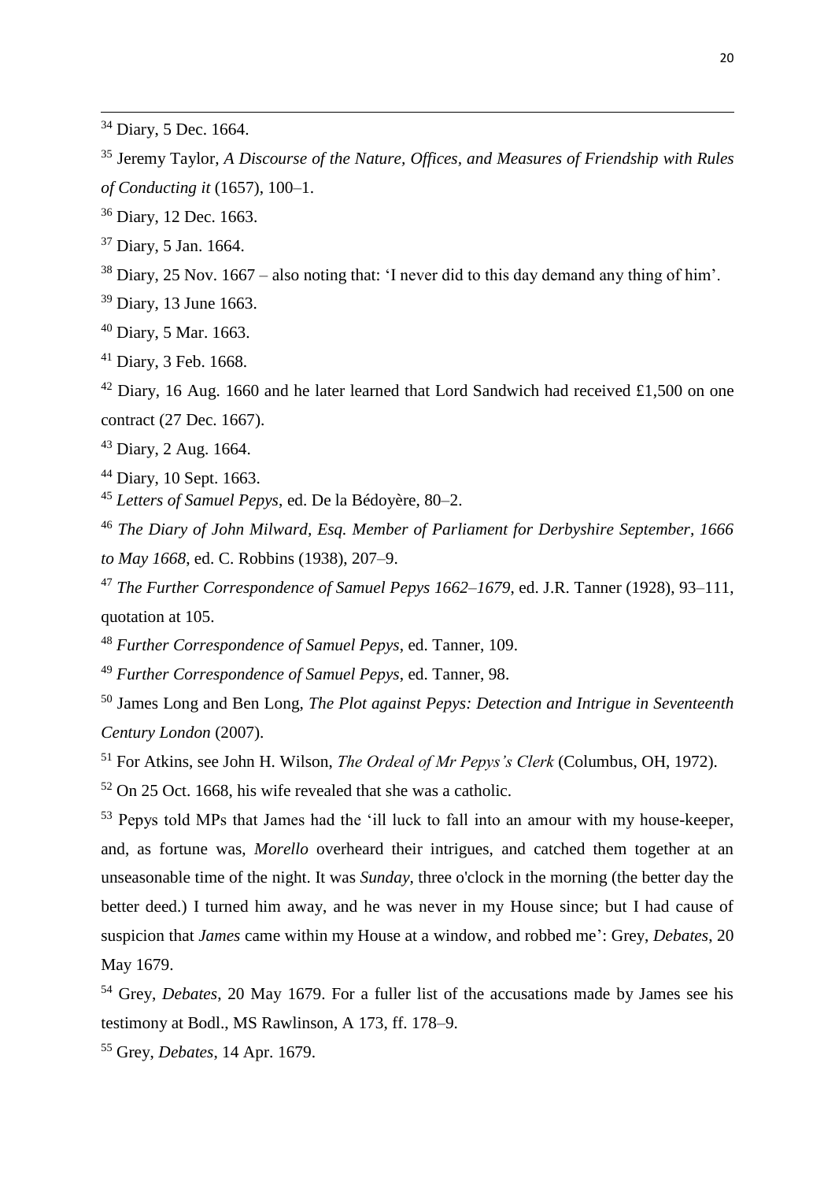[34] Diary, 5 Dec. 1664.

[35] Jeremy Taylor, *A Discourse of the Nature, Offices, and Measures of Friendship with Rules of Conducting it* (1657), 100–1.

[36] Diary, 12 Dec. 1663.

[37] Diary, 5 Jan. 1664.

[38] Diary, 25 Nov. 1667 – also noting that: 'I never did to this day demand any thing of him'.

[39] Diary, 13 June 1663.

[40] Diary, 5 Mar. 1663.

[41] Diary, 3 Feb. 1668.

[42] Diary, 16 Aug. 1660 and he later learned that Lord Sandwich had received £1,500 on one contract (27 Dec. 1667).

[43] Diary, 2 Aug. 1664.

[44] Diary, 10 Sept. 1663.

[45] *Letters of Samuel Pepys*, ed. De la Bédoyère, 80–2.

[46] *The Diary of John Milward, Esq. Member of Parliament for Derbyshire September, 1666 to May 1668*, ed. C. Robbins (1938), 207–9.

[47] *The Further Correspondence of Samuel Pepys 1662–1679*, ed. J.R. Tanner (1928), 93–111, quotation at 105.

[48] *Further Correspondence of Samuel Pepys*, ed. Tanner, 109.

[49] *Further Correspondence of Samuel Pepys*, ed. Tanner, 98.

[50] James Long and Ben Long, *The Plot against Pepys: Detection and Intrigue in Seventeenth Century London* (2007).

[51] For Atkins, see John H. Wilson, *The Ordeal of Mr Pepys's Clerk* (Columbus, OH, 1972).

[52] On 25 Oct. 1668, his wife revealed that she was a catholic.

[53] Pepys told MPs that James had the 'ill luck to fall into an amour with my house-keeper, and, as fortune was, *Morello* overheard their intrigues, and catched them together at an unseasonable time of the night. It was *Sunday*, three o'clock in the morning (the better day the better deed.) I turned him away, and he was never in my House since; but I had cause of suspicion that *James* came within my House at a window, and robbed me': Grey, *Debates*, 20 May 1679.

[54] Grey, *Debates*, 20 May 1679. For a fuller list of the accusations made by James see his testimony at Bodl., MS Rawlinson, A 173, ff. 178–9.

[55] Grey, *Debates*, 14 Apr. 1679.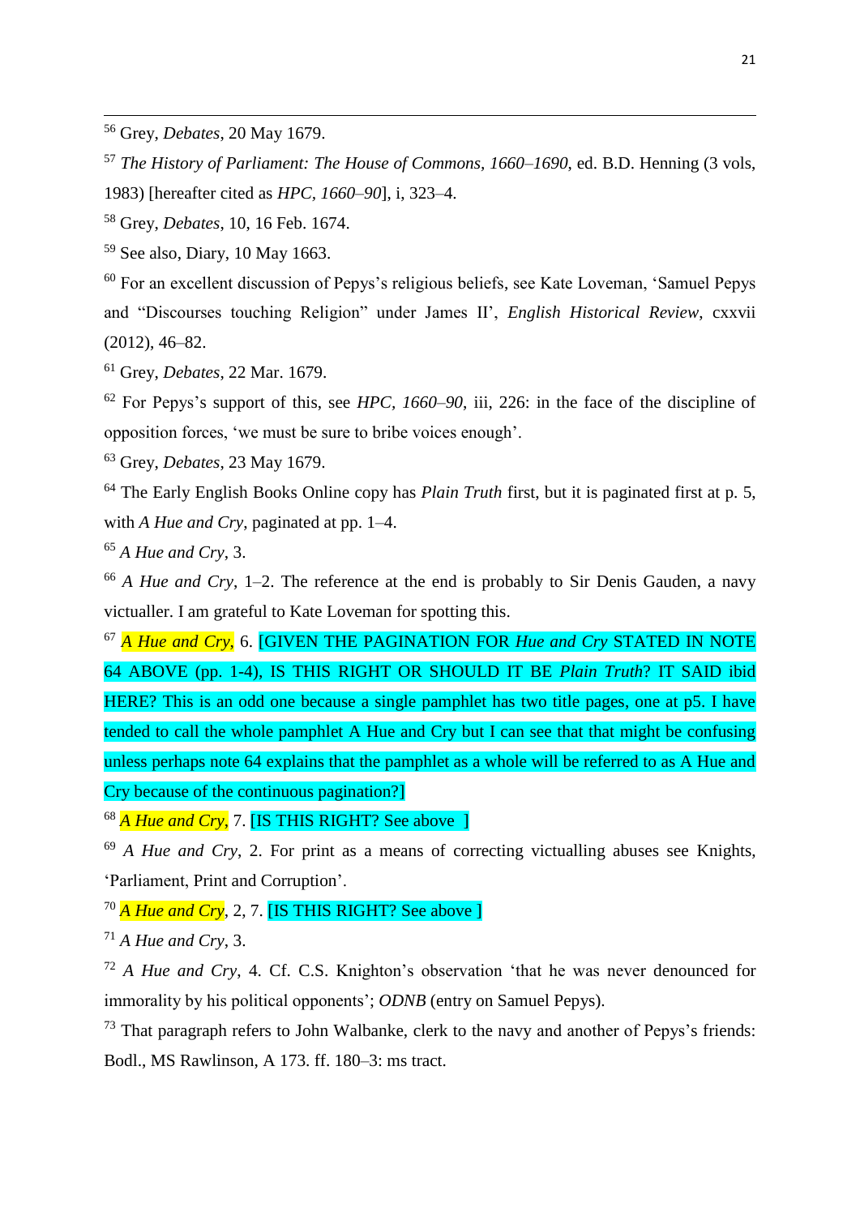[56] Grey, *Debates*, 20 May 1679.

[57] *The History of Parliament: The House of Commons, 1660–1690*, ed. B.D. Henning (3 vols, 1983) [hereafter cited as *HPC, 1660–90*], i, 323–4.

[58] Grey, *Debates*, 10, 16 Feb. 1674.

[59] See also, Diary, 10 May 1663.

[60] For an excellent discussion of Pepys's religious beliefs, see Kate Loveman, 'Samuel Pepys and "Discourses touching Religion" under James II', *English Historical Review*, cxxvii (2012), 46–82.

[61] Grey, *Debates*, 22 Mar. 1679.

[62] For Pepys's support of this, see *HPC, 1660–90*, iii, 226: in the face of the discipline of opposition forces, 'we must be sure to bribe voices enough'.

[63] Grey, *Debates*, 23 May 1679.

[64] The Early English Books Online copy has *Plain Truth* first, but it is paginated first at p. 5, with *A Hue and Cry*, paginated at pp. 1–4.

[65] *A Hue and Cry*, 3.

[66] *A Hue and Cry*, 1–2. The reference at the end is probably to Sir Denis Gauden, a navy victualler. I am grateful to Kate Loveman for spotting this.

[67] *A Hue and Cry*, 6. [GIVEN THE PAGINATION FOR *Hue and Cry* STATED IN NOTE 64 ABOVE (pp. 1-4), IS THIS RIGHT OR SHOULD IT BE *Plain Truth*? IT SAID ibid HERE? This is an odd one because a single pamphlet has two title pages, one at p5. I have tended to call the whole pamphlet A Hue and Cry but I can see that that might be confusing unless perhaps note 64 explains that the pamphlet as a whole will be referred to as A Hue and Cry because of the continuous pagination?]

[68] *A Hue and Cry*, 7. [IS THIS RIGHT? See above ]

[69] *A Hue and Cry*, 2. For print as a means of correcting victualling abuses see Knights, 'Parliament, Print and Corruption'.

[70] *A Hue and Cry*, 2, 7. [IS THIS RIGHT? See above ]

[71] *A Hue and Cry*, 3.

[72] *A Hue and Cry*, 4. Cf. C.S. Knighton's observation 'that he was never denounced for immorality by his political opponents'; *ODNB* (entry on Samuel Pepys).

[73] That paragraph refers to John Walbanke, clerk to the navy and another of Pepys's friends: Bodl., MS Rawlinson, A 173. ff. 180–3: ms tract.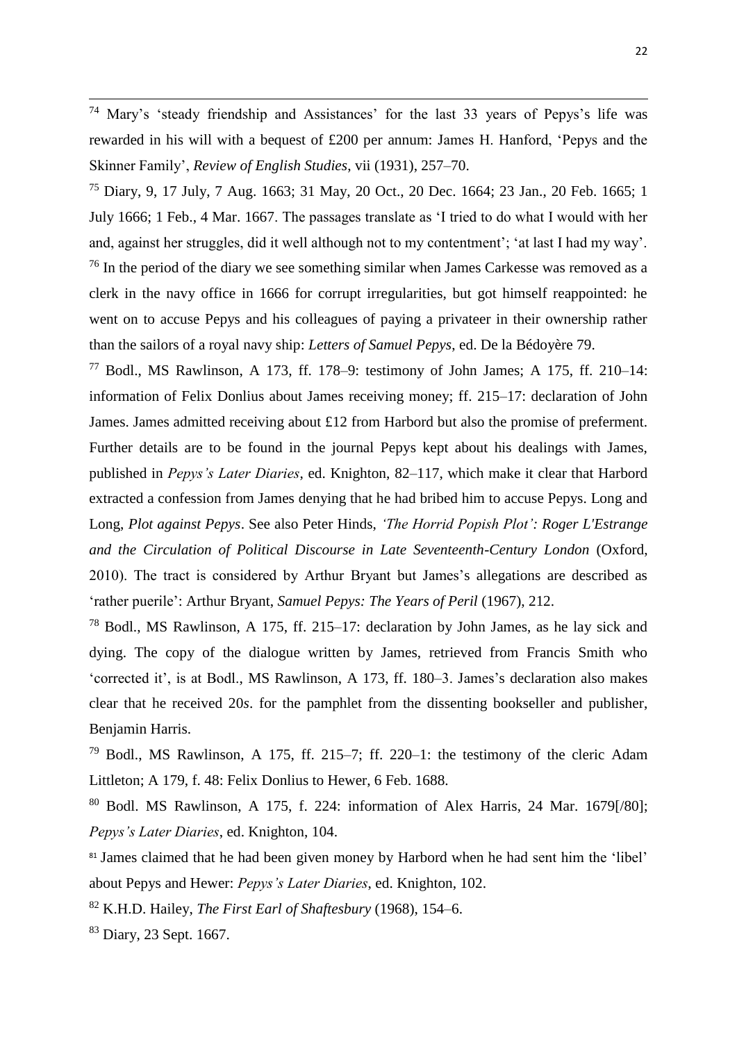[74] Mary's 'steady friendship and Assistances' for the last 33 years of Pepys's life was rewarded in his will with a bequest of £200 per annum: James H. Hanford, 'Pepys and the Skinner Family', *Review of English Studies*, vii (1931), 257–70.

[75] Diary, 9, 17 July, 7 Aug. 1663; 31 May, 20 Oct., 20 Dec. 1664; 23 Jan., 20 Feb. 1665; 1 July 1666; 1 Feb., 4 Mar. 1667. The passages translate as 'I tried to do what I would with her and, against her struggles, did it well although not to my contentment'; 'at last I had my way'.

[76] In the period of the diary we see something similar when James Carkesse was removed as a clerk in the navy office in 1666 for corrupt irregularities, but got himself reappointed: he went on to accuse Pepys and his colleagues of paying a privateer in their ownership rather than the sailors of a royal navy ship: *Letters of Samuel Pepys*, ed. De la Bédoyère 79.

[77] Bodl., MS Rawlinson, A 173, ff. 178–9: testimony of John James; A 175, ff. 210–14: information of Felix Donlius about James receiving money; ff. 215–17: declaration of John James. James admitted receiving about £12 from Harbord but also the promise of preferment. Further details are to be found in the journal Pepys kept about his dealings with James, published in *Pepys's Later Diaries*, ed. Knighton, 82–117, which make it clear that Harbord extracted a confession from James denying that he had bribed him to accuse Pepys. Long and Long, *Plot against Pepys*. See also Peter Hinds, *'The Horrid Popish Plot': Roger L'Estrange and the Circulation of Political Discourse in Late Seventeenth-Century London* (Oxford, 2010). The tract is considered by Arthur Bryant but James's allegations are described as 'rather puerile': Arthur Bryant, *Samuel Pepys: The Years of Peril* (1967), 212.

[78] Bodl., MS Rawlinson, A 175, ff. 215–17: declaration by John James, as he lay sick and dying. The copy of the dialogue written by James, retrieved from Francis Smith who 'corrected it', is at Bodl., MS Rawlinson, A 173, ff. 180–3. James's declaration also makes clear that he received 20*s*. for the pamphlet from the dissenting bookseller and publisher, Benjamin Harris.

[79] Bodl., MS Rawlinson, A 175, ff. 215–7; ff. 220–1: the testimony of the cleric Adam Littleton; A 179, f. 48: Felix Donlius to Hewer, 6 Feb. 1688.

[80] Bodl. MS Rawlinson, A 175, f. 224: information of Alex Harris, 24 Mar. 1679[/80]; *Pepys's Later Diaries*, ed. Knighton, 104.

[81] James claimed that he had been given money by Harbord when he had sent him the 'libel' about Pepys and Hewer: *Pepys's Later Diaries*, ed. Knighton, 102.

[82] K.H.D. Hailey, *The First Earl of Shaftesbury* (1968), 154–6.

[83] Diary, 23 Sept. 1667.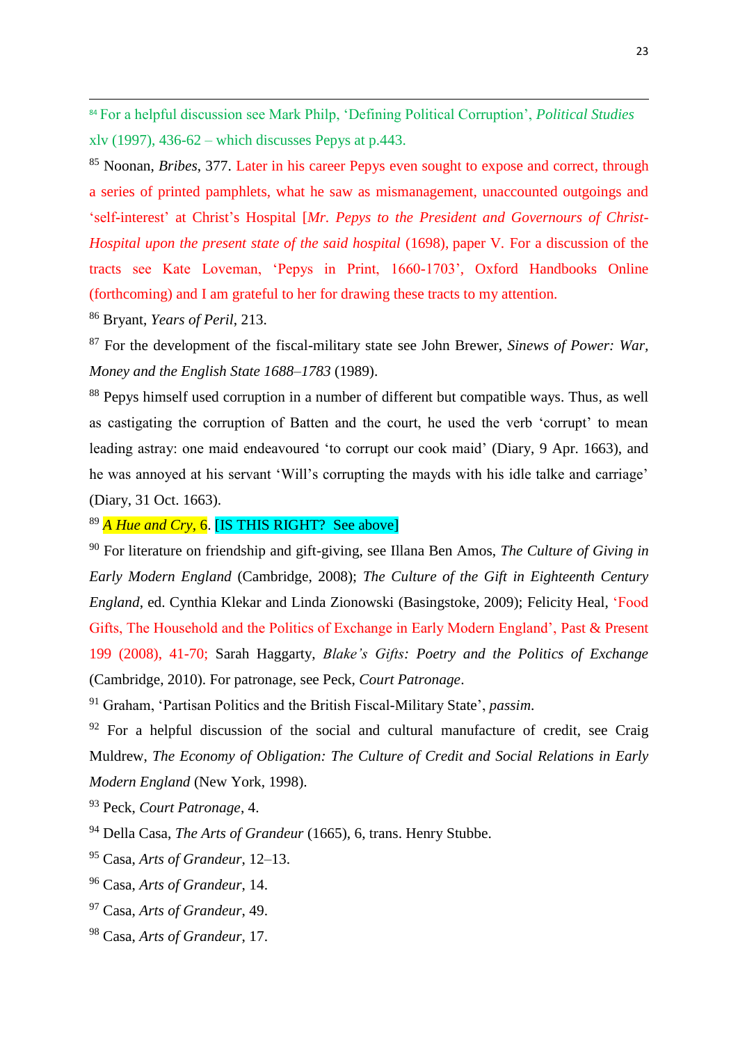[84] For a helpful discussion see Mark Philp, 'Defining Political Corruption', *Political Studies* xlv (1997), 436-62 – which discusses Pepys at p.443.

[85] Noonan, *Bribes*, 377. Later in his career Pepys even sought to expose and correct, through a series of printed pamphlets, what he saw as mismanagement, unaccounted outgoings and 'self-interest' at Christ's Hospital [*Mr. Pepys to the President and Governours of Christ-Hospital upon the present state of the said hospital* (1698), paper V. For a discussion of the tracts see Kate Loveman, 'Pepys in Print, 1660-1703', Oxford Handbooks Online (forthcoming) and I am grateful to her for drawing these tracts to my attention.

[86] Bryant, *Years of Peril*, 213.

[87] For the development of the fiscal-military state see John Brewer, *Sinews of Power: War, Money and the English State 1688–1783* (1989).

[88] Pepys himself used corruption in a number of different but compatible ways. Thus, as well as castigating the corruption of Batten and the court, he used the verb 'corrupt' to mean leading astray: one maid endeavoured 'to corrupt our cook maid' (Diary, 9 Apr. 1663), and he was annoyed at his servant 'Will's corrupting the mayds with his idle talke and carriage' (Diary, 31 Oct. 1663).

[89] *A Hue and Cry*, 6. [IS THIS RIGHT?  See above]

[90] For literature on friendship and gift-giving, see Illana Ben Amos, *The Culture of Giving in Early Modern England* (Cambridge, 2008); *The Culture of the Gift in Eighteenth Century England*, ed. Cynthia Klekar and Linda Zionowski (Basingstoke, 2009); Felicity Heal, 'Food Gifts, The Household and the Politics of Exchange in Early Modern England', Past & Present 199 (2008), 41-70; Sarah Haggarty, *Blake's Gifts: Poetry and the Politics of Exchange* (Cambridge, 2010). For patronage, see Peck, *Court Patronage*.

[91] Graham, 'Partisan Politics and the British Fiscal-Military State', *passim*.

[92] For a helpful discussion of the social and cultural manufacture of credit, see Craig Muldrew, *The Economy of Obligation: The Culture of Credit and Social Relations in Early Modern England* (New York, 1998).

[93] Peck, *Court Patronage*, 4.

[94] Della Casa, *The Arts of Grandeur* (1665), 6, trans. Henry Stubbe.

[95] Casa, *Arts of Grandeur*, 12–13.

[96] Casa, *Arts of Grandeur*, 14.

[97] Casa, *Arts of Grandeur*, 49.

[98] Casa, *Arts of Grandeur*, 17.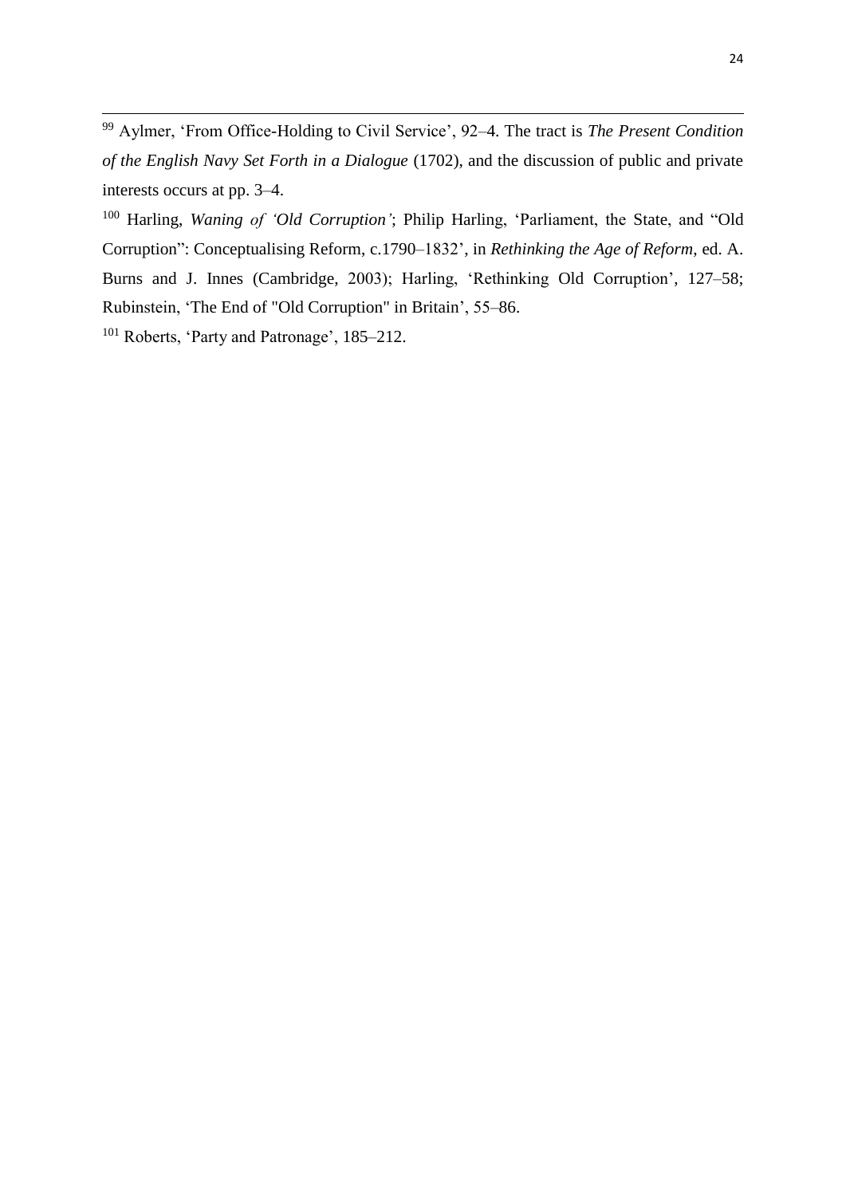[99] Aylmer, 'From Office-Holding to Civil Service', 92–4. The tract is *The Present Condition of the English Navy Set Forth in a Dialogue* (1702), and the discussion of public and private interests occurs at pp. 3–4.

[100] Harling, *Waning of 'Old Corruption'*; Philip Harling, 'Parliament, the State, and "Old Corruption": Conceptualising Reform, c.1790–1832', in *Rethinking the Age of Reform*, ed. A. Burns and J. Innes (Cambridge, 2003); Harling, 'Rethinking Old Corruption', 127–58; Rubinstein, 'The End of "Old Corruption" in Britain', 55–86.

[101] Roberts, 'Party and Patronage', 185–212.